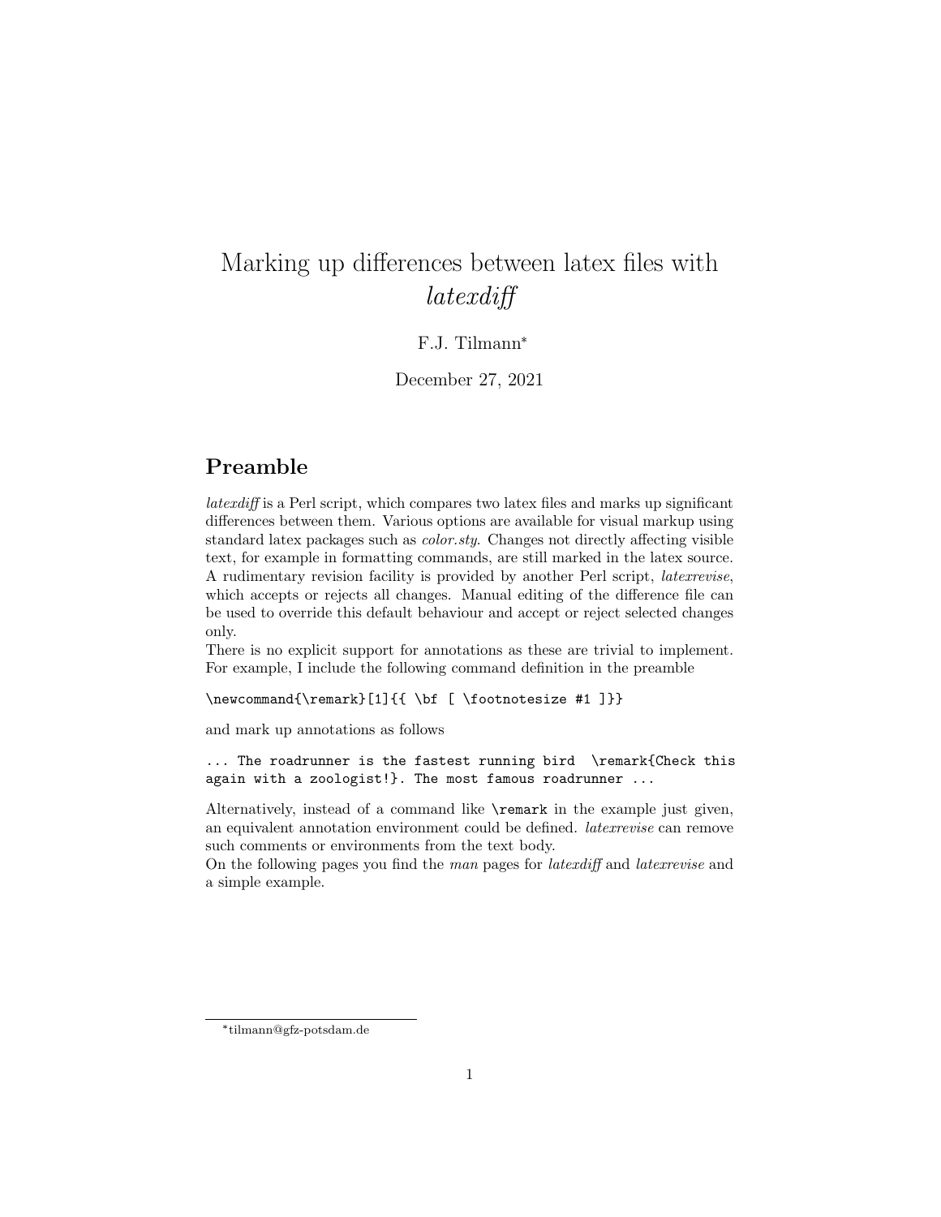# Marking up differences between latex files with *latexdiff*

F.J. Tilmann[*]

December 27, 2021

## Preamble

*latexdiff* is a Perl script, which compares two latex files and marks up significant differences between them. Various options are available for visual markup using standard latex packages such as *color.sty*. Changes not directly affecting visible text, for example in formatting commands, are still marked in the latex source. A rudimentary revision facility is provided by another Perl script, *latexrevise*, which accepts or rejects all changes. Manual editing of the difference file can be used to override this default behaviour and accept or reject selected changes only.

There is no explicit support for annotations as these are trivial to implement. For example, I include the following command definition in the preamble

```
\newcommand{\remark}[1]{{ \bf [ \footnotesize #1 ]}}
```

and mark up annotations as follows

```
... The roadrunner is the fastest running bird  \remark{Check this
again with a zoologist!}. The most famous roadrunner ...
```

Alternatively, instead of a command like `\remark` in the example just given, an equivalent annotation environment could be defined. *latexrevise* can remove such comments or environments from the text body.

On the following pages you find the *man* pages for *latexdiff* and *latexrevise* and a simple example.

[*] tilmann@gfz-potsdam.de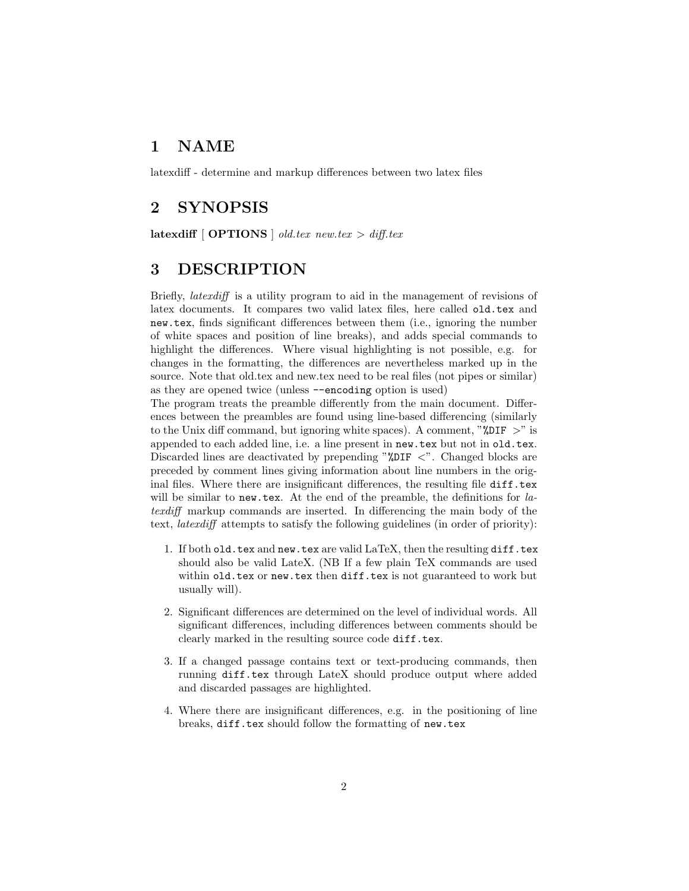# 1 NAME

latexdiff - determine and markup differences between two latex files

# 2 SYNOPSIS

**latexdiff** [ **OPTIONS** ] *old.tex new.tex* > *diff.tex*

# 3 DESCRIPTION

Briefly, *latexdiff* is a utility program to aid in the management of revisions of latex documents. It compares two valid latex files, here called `old.tex` and `new.tex`, finds significant differences between them (i.e., ignoring the number of white spaces and position of line breaks), and adds special commands to highlight the differences. Where visual highlighting is not possible, e.g. for changes in the formatting, the differences are nevertheless marked up in the source. Note that old.tex and new.tex need to be real files (not pipes or similar) as they are opened twice (unless `--encoding` option is used)
The program treats the preamble differently from the main document. Differences between the preambles are found using line-based differencing (similarly to the Unix diff command, but ignoring white spaces). A comment, "`%DIF >`" is appended to each added line, i.e. a line present in `new.tex` but not in `old.tex`. Discarded lines are deactivated by prepending "`%DIF <`". Changed blocks are preceded by comment lines giving information about line numbers in the original files. Where there are insignificant differences, the resulting file `diff.tex` will be similar to `new.tex`. At the end of the preamble, the definitions for *latexdiff* markup commands are inserted. In differencing the main body of the text, *latexdiff* attempts to satisfy the following guidelines (in order of priority):

1. If both `old.tex` and `new.tex` are valid LaTeX, then the resulting `diff.tex` should also be valid LateX. (NB If a few plain TeX commands are used within `old.tex` or `new.tex` then `diff.tex` is not guaranteed to work but usually will).

2. Significant differences are determined on the level of individual words. All significant differences, including differences between comments should be clearly marked in the resulting source code `diff.tex`.

3. If a changed passage contains text or text-producing commands, then running `diff.tex` through LateX should produce output where added and discarded passages are highlighted.

4. Where there are insignificant differences, e.g. in the positioning of line breaks, `diff.tex` should follow the formatting of `new.tex`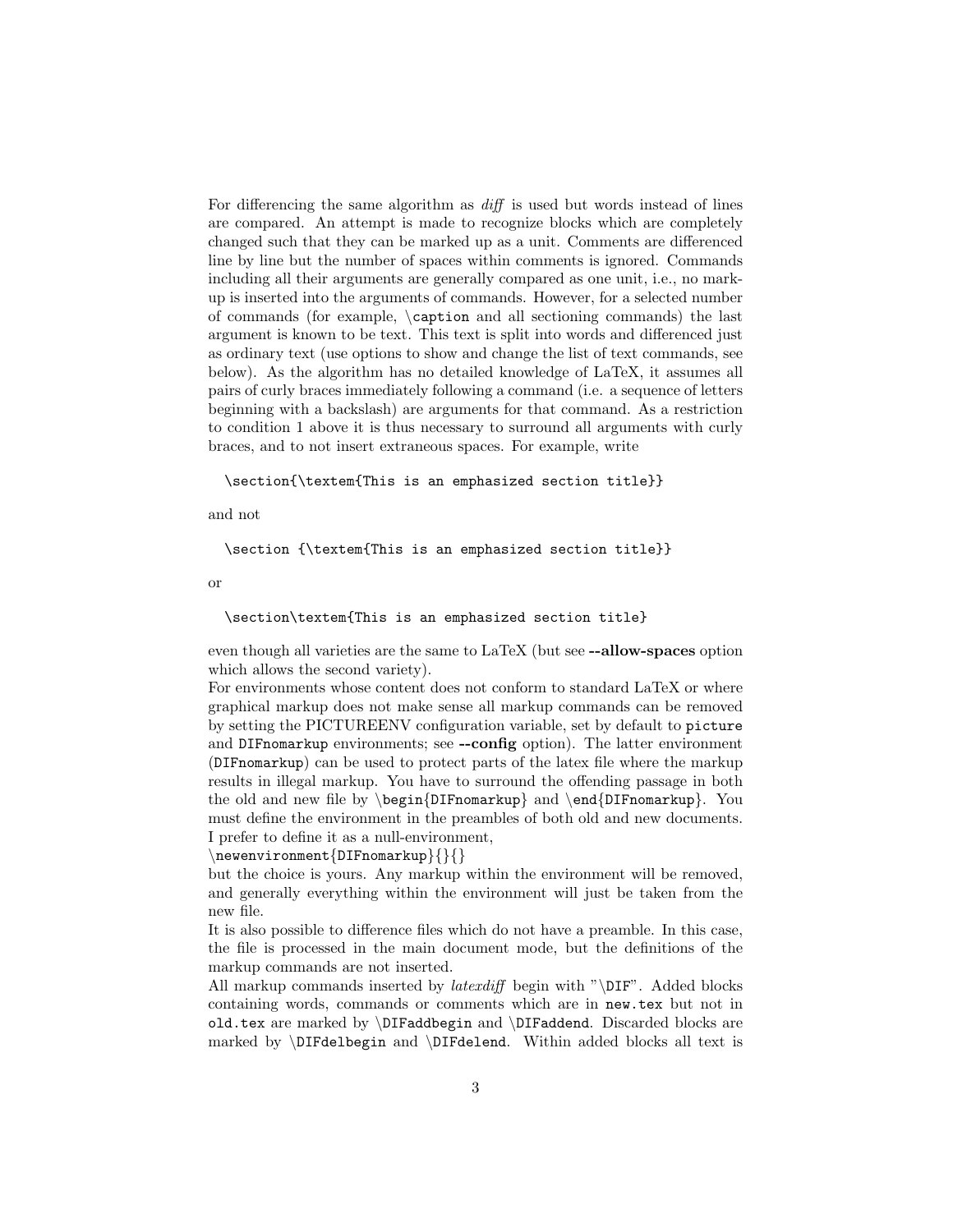For differencing the same algorithm as *diff* is used but words instead of lines are compared. An attempt is made to recognize blocks which are completely changed such that they can be marked up as a unit. Comments are differenced line by line but the number of spaces within comments is ignored. Commands including all their arguments are generally compared as one unit, i.e., no markup is inserted into the arguments of commands. However, for a selected number of commands (for example, `\caption` and all sectioning commands) the last argument is known to be text. This text is split into words and differenced just as ordinary text (use options to show and change the list of text commands, see below). As the algorithm has no detailed knowledge of LaTeX, it assumes all pairs of curly braces immediately following a command (i.e. a sequence of letters beginning with a backslash) are arguments for that command. As a restriction to condition 1 above it is thus necessary to surround all arguments with curly braces, and to not insert extraneous spaces. For example, write

```
\section{\textem{This is an emphasized section title}}
```

and not

```
\section {\textem{This is an emphasized section title}}
```

or

```
\section\textem{This is an emphasized section title}
```

even though all varieties are the same to LaTeX (but see **--allow-spaces** option which allows the second variety).

For environments whose content does not conform to standard LaTeX or where graphical markup does not make sense all markup commands can be removed by setting the PICTUREENV configuration variable, set by default to `picture` and `DIFnomarkup` environments; see **--config** option). The latter environment (`DIFnomarkup`) can be used to protect parts of the latex file where the markup results in illegal markup. You have to surround the offending passage in both the old and new file by `\begin{DIFnomarkup}` and `\end{DIFnomarkup}`. You must define the environment in the preambles of both old and new documents. I prefer to define it as a null-environment,

`\newenvironment{DIFnomarkup}{}{}`

but the choice is yours. Any markup within the environment will be removed, and generally everything within the environment will just be taken from the new file.

It is also possible to difference files which do not have a preamble. In this case, the file is processed in the main document mode, but the definitions of the markup commands are not inserted.

All markup commands inserted by *latexdiff* begin with "`\DIF`". Added blocks containing words, commands or comments which are in `new.tex` but not in `old.tex` are marked by `\DIFaddbegin` and `\DIFaddend`. Discarded blocks are marked by `\DIFdelbegin` and `\DIFdelend`. Within added blocks all text is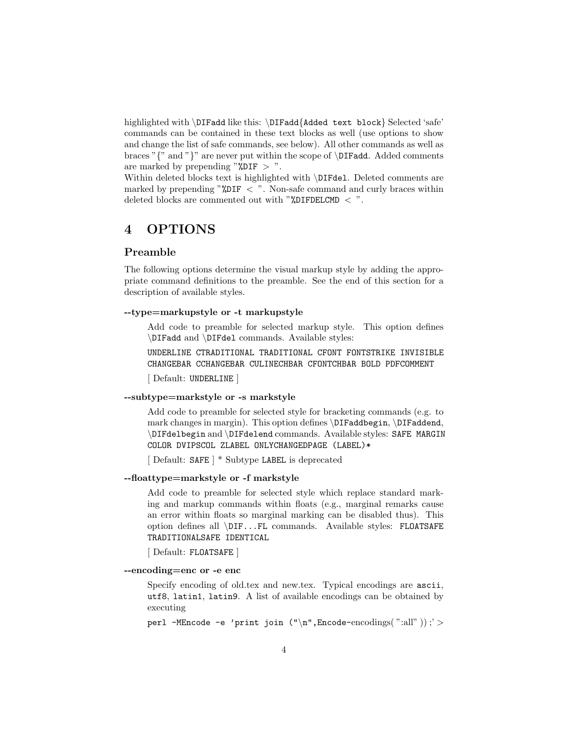highlighted with \DIFadd like this: \DIFadd{Added text block} Selected 'safe' commands can be contained in these text blocks as well (use options to show and change the list of safe commands, see below). All other commands as well as braces "{" and "}" are never put within the scope of \DIFadd. Added comments are marked by prepending "%DIF > ".
Within deleted blocks text is highlighted with \DIFdel. Deleted comments are marked by prepending "%DIF < ". Non-safe command and curly braces within deleted blocks are commented out with "%DIFDELCMD < ".

# 4 OPTIONS

## Preamble

The following options determine the visual markup style by adding the appropriate command definitions to the preamble. See the end of this section for a description of available styles.

**--type=markupstyle or -t markupstyle**

Add code to preamble for selected markup style. This option defines \DIFadd and \DIFdel commands. Available styles:

`UNDERLINE CTRADITIONAL TRADITIONAL CFONT FONTSTRIKE INVISIBLE CHANGEBAR CCHANGEBAR CULINECHBAR CFONTCHBAR BOLD PDFCOMMENT`

[ Default: `UNDERLINE` ]

**--subtype=markstyle or -s markstyle**

Add code to preamble for selected style for bracketing commands (e.g. to mark changes in margin). This option defines \DIFaddbegin, \DIFaddend, \DIFdelbegin and \DIFdelend commands. Available styles: `SAFE MARGIN COLOR DVIPSCOL ZLABEL ONLYCHANGEDPAGE (LABEL)*`

[ Default: `SAFE` ] * Subtype `LABEL` is deprecated

**--floattype=markstyle or -f markstyle**

Add code to preamble for selected style which replace standard marking and markup commands within floats (e.g., marginal remarks cause an error within floats so marginal marking can be disabled thus). This option defines all \DIF...FL commands. Available styles: `FLOATSAFE TRADITIONALSAFE IDENTICAL`

[ Default: `FLOATSAFE` ]

**--encoding=enc or -e enc**

Specify encoding of old.tex and new.tex. Typical encodings are `ascii`, `utf8`, `latin1`, `latin9`. A list of available encodings can be obtained by executing

`perl -MEncode -e 'print join ("\n",Encode-`encodings( ":all" )) ;' >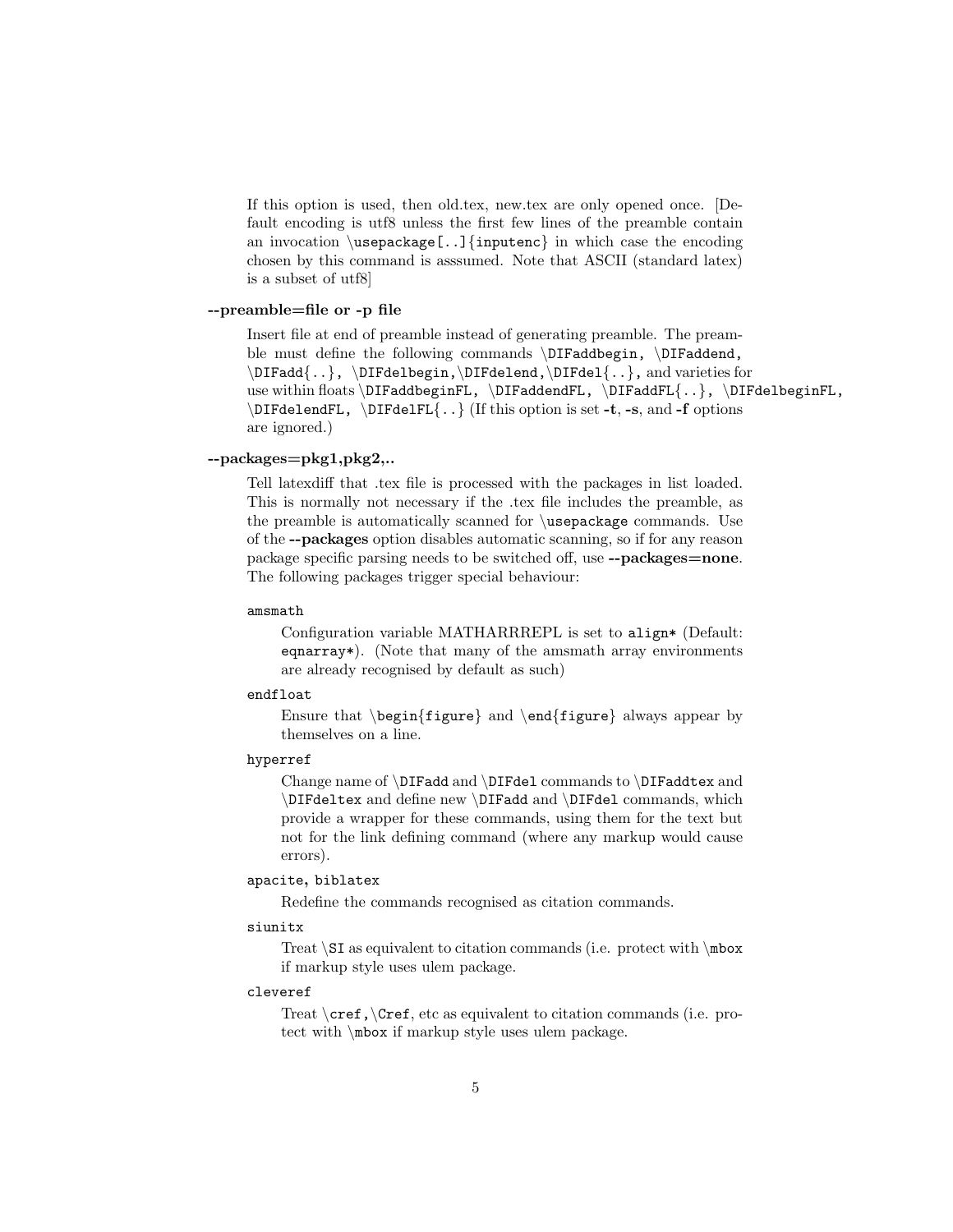If this option is used, then old.tex, new.tex are only opened once. [Default encoding is utf8 unless the first few lines of the preamble contain an invocation `\usepackage[..]{inputenc}` in which case the encoding chosen by this command is asssumed. Note that ASCII (standard latex) is a subset of utf8]

**--preamble=file or -p file**

Insert file at end of preamble instead of generating preamble. The preamble must define the following commands `\DIFaddbegin, \DIFaddend, \DIFadd{..}, \DIFdelbegin,\DIFdelend,\DIFdel{..},` and varieties for use within floats `\DIFaddbeginFL, \DIFaddendFL, \DIFaddFL{..}, \DIFdelbeginFL, \DIFdelendFL, \DIFdelFL{..}` (If this option is set **-t**, **-s**, and **-f** options are ignored.)

**--packages=pkg1,pkg2,..**

Tell latexdiff that .tex file is processed with the packages in list loaded. This is normally not necessary if the .tex file includes the preamble, as the preamble is automatically scanned for `\usepackage` commands. Use of the **--packages** option disables automatic scanning, so if for any reason package specific parsing needs to be switched off, use **--packages=none**. The following packages trigger special behaviour:

`amsmath`

Configuration variable MATHARRREPL is set to `align*` (Default: `eqnarray*`). (Note that many of the amsmath array environments are already recognised by default as such)

`endfloat`

Ensure that `\begin{figure}` and `\end{figure}` always appear by themselves on a line.

`hyperref`

Change name of `\DIFadd` and `\DIFdel` commands to `\DIFaddtex` and `\DIFdeltex` and define new `\DIFadd` and `\DIFdel` commands, which provide a wrapper for these commands, using them for the text but not for the link defining command (where any markup would cause errors).

`apacite, biblatex`

Redefine the commands recognised as citation commands.

`siunitx`

Treat `\SI` as equivalent to citation commands (i.e. protect with `\mbox` if markup style uses ulem package.

`cleveref`

Treat `\cref,\Cref`, etc as equivalent to citation commands (i.e. protect with `\mbox` if markup style uses ulem package.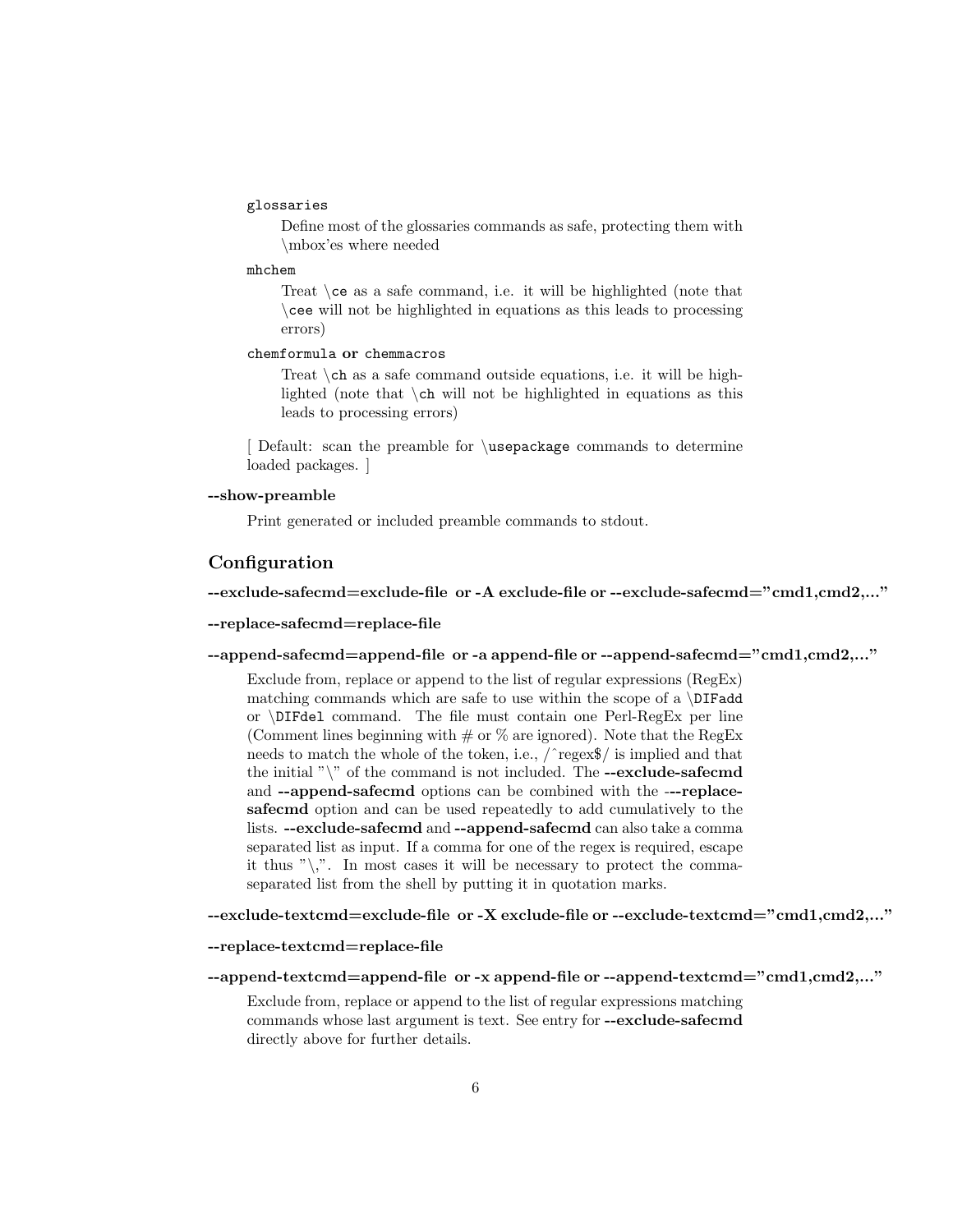`glossaries`

Define most of the glossaries commands as safe, protecting them with \mbox'es where needed

`mhchem`

Treat `\ce` as a safe command, i.e. it will be highlighted (note that `\cee` will not be highlighted in equations as this leads to processing errors)

`chemformula` **or** `chemmacros`

Treat `\ch` as a safe command outside equations, i.e. it will be highlighted (note that `\ch` will not be highlighted in equations as this leads to processing errors)

[ Default: scan the preamble for `\usepackage` commands to determine loaded packages. ]

**--show-preamble**

Print generated or included preamble commands to stdout.

## Configuration

**--exclude-safecmd=exclude-file or -A exclude-file or --exclude-safecmd="cmd1,cmd2,..."**

**--replace-safecmd=replace-file**

**--append-safecmd=append-file or -a append-file or --append-safecmd="cmd1,cmd2,..."**

Exclude from, replace or append to the list of regular expressions (RegEx) matching commands which are safe to use within the scope of a `\DIFadd` or `\DIFdel` command. The file must contain one Perl-RegEx per line (Comment lines beginning with # or % are ignored). Note that the RegEx needs to match the whole of the token, i.e., /^regex$/ is implied and that the initial "\" of the command is not included. The **--exclude-safecmd** and **--append-safecmd** options can be combined with the -**--replace-safecmd** option and can be used repeatedly to add cumulatively to the lists. **--exclude-safecmd** and **--append-safecmd** can also take a comma separated list as input. If a comma for one of the regex is required, escape it thus "\,". In most cases it will be necessary to protect the comma-separated list from the shell by putting it in quotation marks.

**--exclude-textcmd=exclude-file or -X exclude-file or --exclude-textcmd="cmd1,cmd2,..."**

**--replace-textcmd=replace-file**

**--append-textcmd=append-file or -x append-file or --append-textcmd="cmd1,cmd2,..."**

Exclude from, replace or append to the list of regular expressions matching commands whose last argument is text. See entry for **--exclude-safecmd** directly above for further details.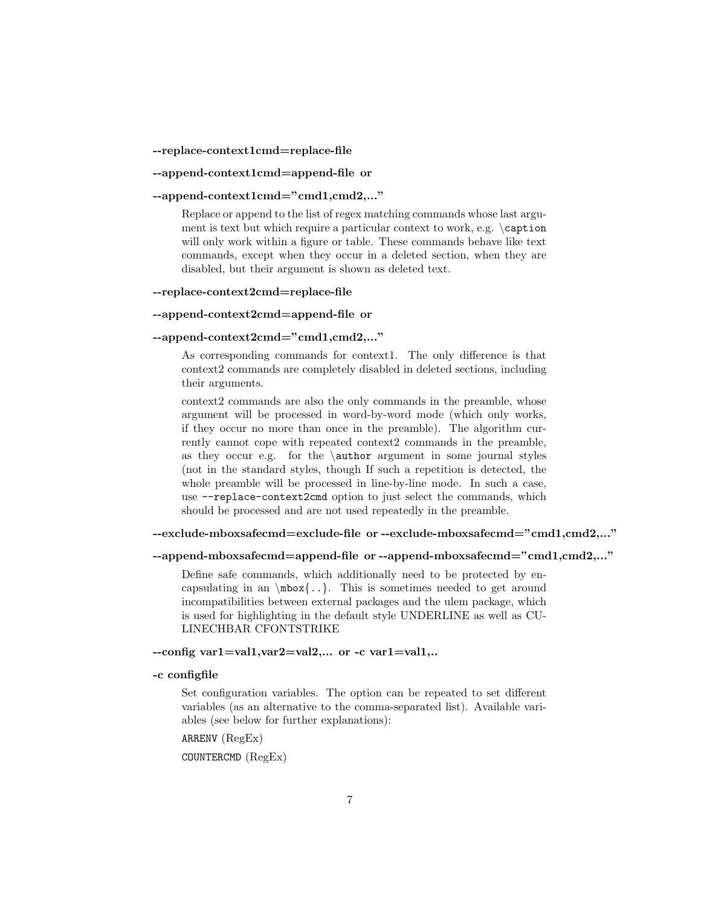**--replace-context1cmd=replace-file**

**--append-context1cmd=append-file or**

**--append-context1cmd="cmd1,cmd2,..."**

Replace or append to the list of regex matching commands whose last argument is text but which require a particular context to work, e.g. `\caption` will only work within a figure or table. These commands behave like text commands, except when they occur in a deleted section, when they are disabled, but their argument is shown as deleted text.

**--replace-context2cmd=replace-file**

**--append-context2cmd=append-file or**

**--append-context2cmd="cmd1,cmd2,..."**

As corresponding commands for context1. The only difference is that context2 commands are completely disabled in deleted sections, including their arguments.

context2 commands are also the only commands in the preamble, whose argument will be processed in word-by-word mode (which only works, if they occur no more than once in the preamble). The algorithm currently cannot cope with repeated context2 commands in the preamble, as they occur e.g. for the `\author` argument in some journal styles (not in the standard styles, though If such a repetition is detected, the whole preamble will be processed in line-by-line mode. In such a case, use `--replace-context2cmd` option to just select the commands, which should be processed and are not used repeatedly in the preamble.

**--exclude-mboxsafecmd=exclude-file or --exclude-mboxsafecmd="cmd1,cmd2,..."**

**--append-mboxsafecmd=append-file or --append-mboxsafecmd="cmd1,cmd2,..."**

Define safe commands, which additionally need to be protected by encapsulating in an `\mbox{..}`. This is sometimes needed to get around incompatibilities between external packages and the ulem package, which is used for highlighting in the default style UNDERLINE as well as CULINECHBAR CFONTSTRIKE

**--config var1=val1,var2=val2,... or -c var1=val1,..**

**-c configfile**

Set configuration variables. The option can be repeated to set different variables (as an alternative to the comma-separated list). Available variables (see below for further explanations):

`ARRENV` (RegEx)

`COUNTERCMD` (RegEx)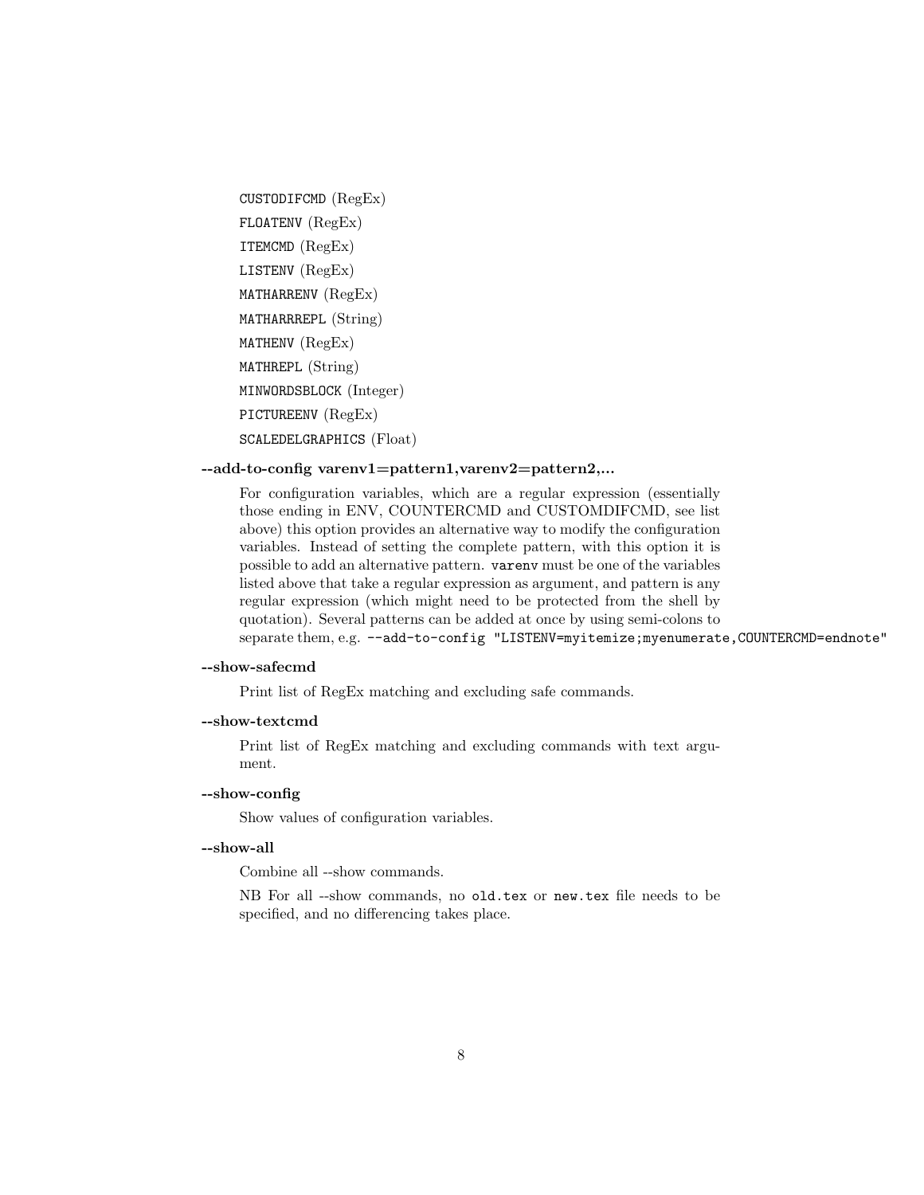`CUSTODIFCMD` (RegEx)

`FLOATENV` (RegEx)

`ITEMCMD` (RegEx)

`LISTENV` (RegEx)

`MATHARRENV` (RegEx)

`MATHARRREPL` (String)

`MATHENV` (RegEx)

`MATHREPL` (String)

`MINWORDSBLOCK` (Integer)

`PICTUREENV` (RegEx)

`SCALEDELGRAPHICS` (Float)

**--add-to-config varenv1=pattern1,varenv2=pattern2,...**

For configuration variables, which are a regular expression (essentially those ending in ENV, COUNTERCMD and CUSTOMDIFCMD, see list above) this option provides an alternative way to modify the configuration variables. Instead of setting the complete pattern, with this option it is possible to add an alternative pattern. `varenv` must be one of the variables listed above that take a regular expression as argument, and pattern is any regular expression (which might need to be protected from the shell by quotation). Several patterns can be added at once by using semi-colons to separate them, e.g. `--add-to-config "LISTENV=myitemize;myenumerate,COUNTERCMD=endnote"`

**--show-safecmd**

Print list of RegEx matching and excluding safe commands.

**--show-textcmd**

Print list of RegEx matching and excluding commands with text argument.

**--show-config**

Show values of configuration variables.

**--show-all**

Combine all --show commands.

NB For all --show commands, no `old.tex` or `new.tex` file needs to be specified, and no differencing takes place.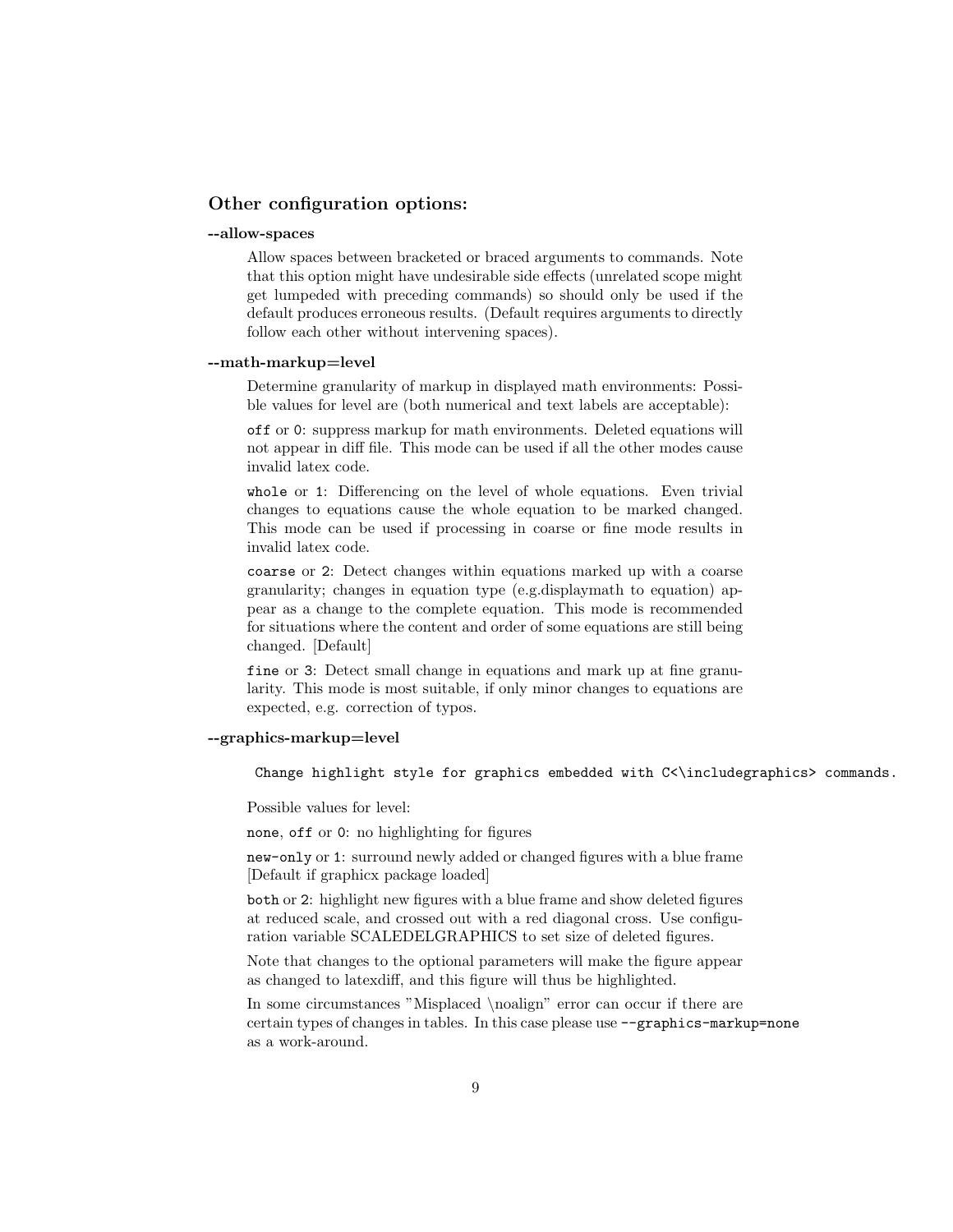### Other configuration options:

**--allow-spaces**

Allow spaces between bracketed or braced arguments to commands. Note that this option might have undesirable side effects (unrelated scope might get lumpeded with preceding commands) so should only be used if the default produces erroneous results. (Default requires arguments to directly follow each other without intervening spaces).

**--math-markup=level**

Determine granularity of markup in displayed math environments: Possible values for level are (both numerical and text labels are acceptable):

`off` or `0`: suppress markup for math environments. Deleted equations will not appear in diff file. This mode can be used if all the other modes cause invalid latex code.

`whole` or `1`: Differencing on the level of whole equations. Even trivial changes to equations cause the whole equation to be marked changed. This mode can be used if processing in coarse or fine mode results in invalid latex code.

`coarse` or `2`: Detect changes within equations marked up with a coarse granularity; changes in equation type (e.g.displaymath to equation) appear as a change to the complete equation. This mode is recommended for situations where the content and order of some equations are still being changed. [Default]

`fine` or `3`: Detect small change in equations and mark up at fine granularity. This mode is most suitable, if only minor changes to equations are expected, e.g. correction of typos.

**--graphics-markup=level**

```
 Change highlight style for graphics embedded with C<\includegraphics> commands.
```

Possible values for level:

`none`, `off` or `0`: no highlighting for figures

`new-only` or `1`: surround newly added or changed figures with a blue frame [Default if graphicx package loaded]

`both` or `2`: highlight new figures with a blue frame and show deleted figures at reduced scale, and crossed out with a red diagonal cross. Use configuration variable SCALEDELGRAPHICS to set size of deleted figures.

Note that changes to the optional parameters will make the figure appear as changed to latexdiff, and this figure will thus be highlighted.

In some circumstances "Misplaced \noalign" error can occur if there are certain types of changes in tables. In this case please use `--graphics-markup=none` as a work-around.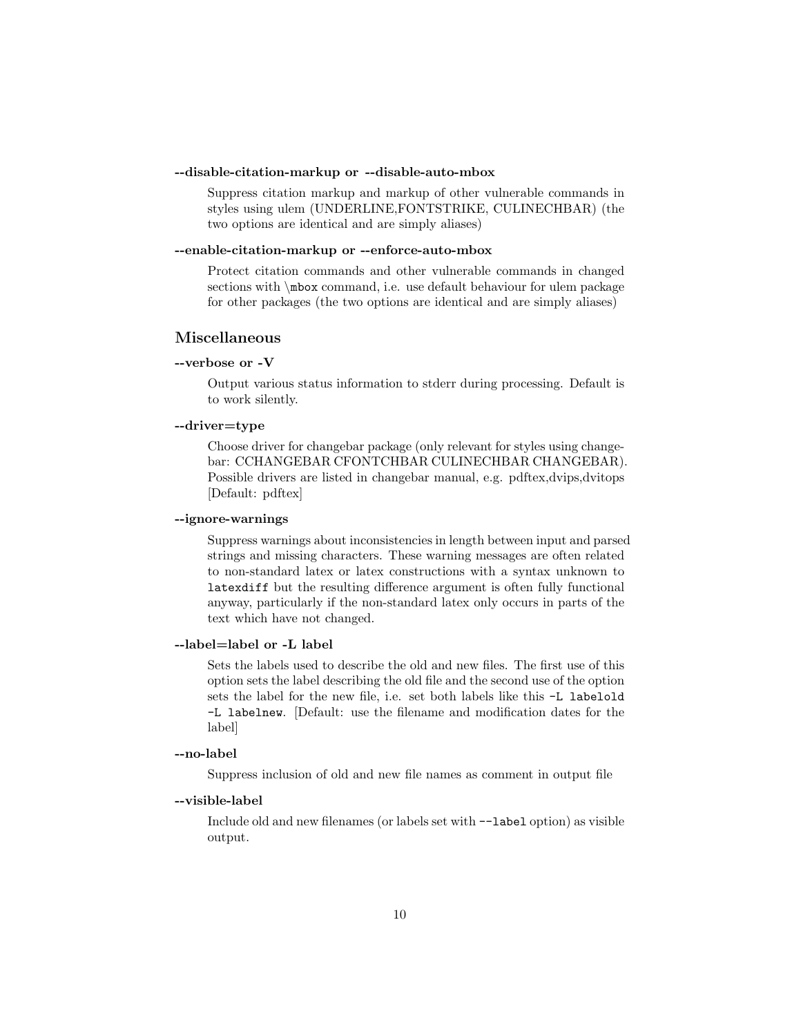**--disable-citation-markup or --disable-auto-mbox**

Suppress citation markup and markup of other vulnerable commands in styles using ulem (UNDERLINE,FONTSTRIKE, CULINECHBAR) (the two options are identical and are simply aliases)

**--enable-citation-markup or --enforce-auto-mbox**

Protect citation commands and other vulnerable commands in changed sections with `\mbox` command, i.e. use default behaviour for ulem package for other packages (the two options are identical and are simply aliases)

### Miscellaneous

**--verbose or -V**

Output various status information to stderr during processing. Default is to work silently.

**--driver=type**

Choose driver for changebar package (only relevant for styles using changebar: CCHANGEBAR CFONTCHBAR CULINECHBAR CHANGEBAR). Possible drivers are listed in changebar manual, e.g. pdftex,dvips,dvitops [Default: pdftex]

**--ignore-warnings**

Suppress warnings about inconsistencies in length between input and parsed strings and missing characters. These warning messages are often related to non-standard latex or latex constructions with a syntax unknown to `latexdiff` but the resulting difference argument is often fully functional anyway, particularly if the non-standard latex only occurs in parts of the text which have not changed.

**--label=label or -L label**

Sets the labels used to describe the old and new files. The first use of this option sets the label describing the old file and the second use of the option sets the label for the new file, i.e. set both labels like this `-L labelold -L labelnew`. [Default: use the filename and modification dates for the label]

**--no-label**

Suppress inclusion of old and new file names as comment in output file

**--visible-label**

Include old and new filenames (or labels set with `--label` option) as visible output.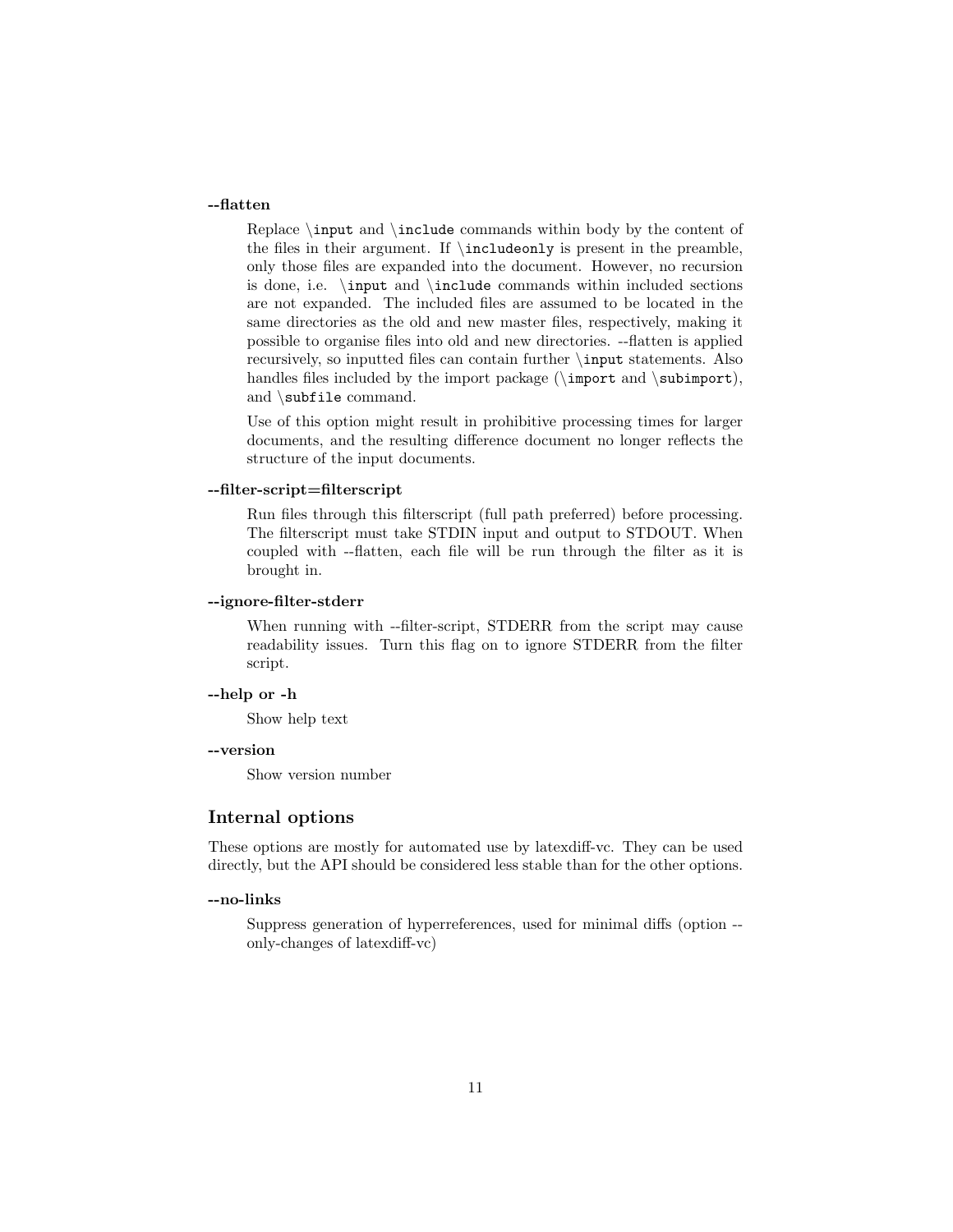**--flatten**

Replace `\input` and `\include` commands within body by the content of the files in their argument. If `\includeonly` is present in the preamble, only those files are expanded into the document. However, no recursion is done, i.e. `\input` and `\include` commands within included sections are not expanded. The included files are assumed to be located in the same directories as the old and new master files, respectively, making it possible to organise files into old and new directories. --flatten is applied recursively, so inputted files can contain further `\input` statements. Also handles files included by the import package (`\import` and `\subimport`), and `\subfile` command.

Use of this option might result in prohibitive processing times for larger documents, and the resulting difference document no longer reflects the structure of the input documents.

**--filter-script=filterscript**

Run files through this filterscript (full path preferred) before processing. The filterscript must take STDIN input and output to STDOUT. When coupled with --flatten, each file will be run through the filter as it is brought in.

**--ignore-filter-stderr**

When running with --filter-script, STDERR from the script may cause readability issues. Turn this flag on to ignore STDERR from the filter script.

**--help or -h**

Show help text

**--version**

Show version number

## Internal options

These options are mostly for automated use by latexdiff-vc. They can be used directly, but the API should be considered less stable than for the other options.

**--no-links**

Suppress generation of hyperreferences, used for minimal diffs (option --only-changes of latexdiff-vc)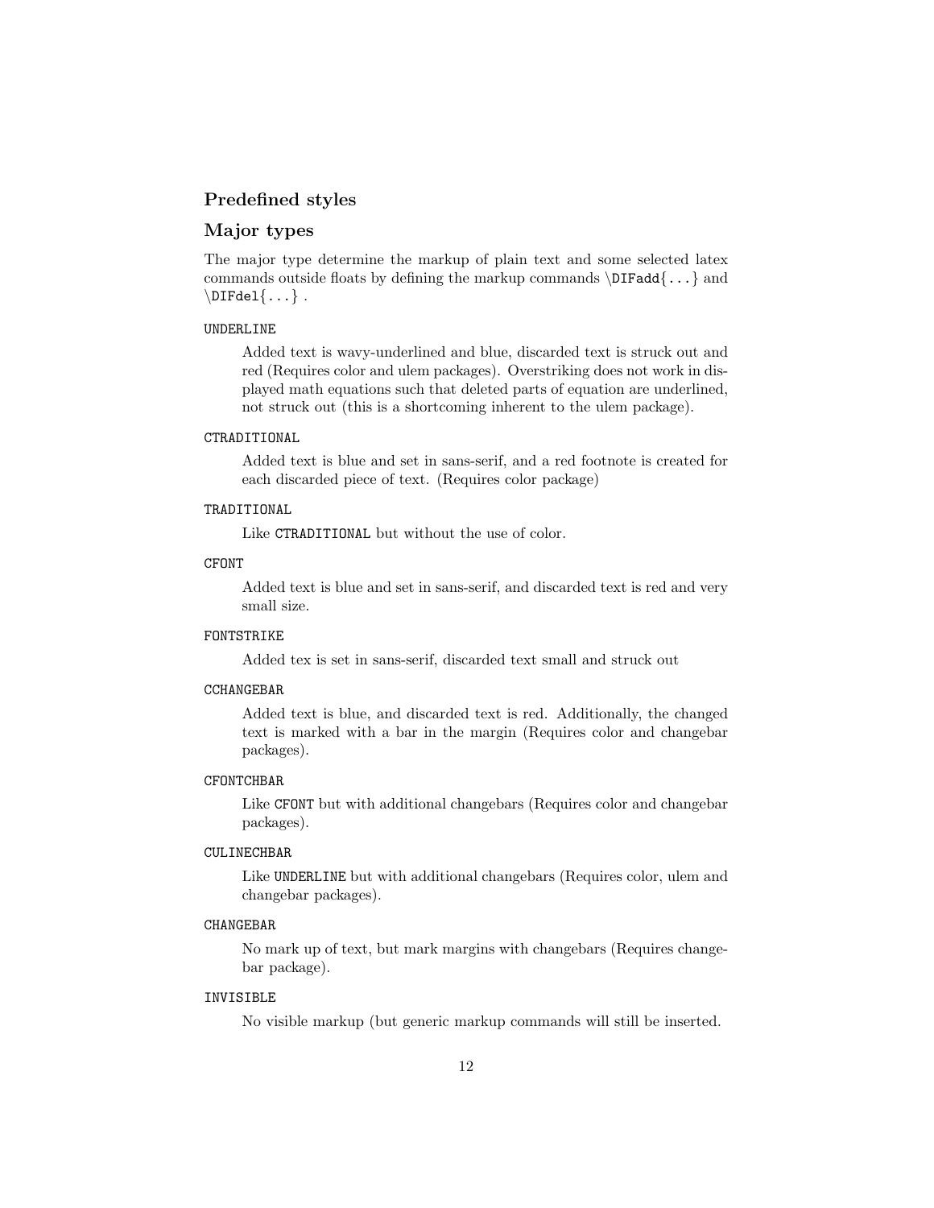## Predefined styles

## Major types

The major type determine the markup of plain text and some selected latex commands outside floats by defining the markup commands `\DIFadd{...}` and `\DIFdel{...}` .

`UNDERLINE`

> Added text is wavy-underlined and blue, discarded text is struck out and red (Requires color and ulem packages). Overstriking does not work in displayed math equations such that deleted parts of equation are underlined, not struck out (this is a shortcoming inherent to the ulem package).

`CTRADITIONAL`

> Added text is blue and set in sans-serif, and a red footnote is created for each discarded piece of text. (Requires color package)

`TRADITIONAL`

> Like `CTRADITIONAL` but without the use of color.

`CFONT`

> Added text is blue and set in sans-serif, and discarded text is red and very small size.

`FONTSTRIKE`

> Added tex is set in sans-serif, discarded text small and struck out

`CCHANGEBAR`

> Added text is blue, and discarded text is red. Additionally, the changed text is marked with a bar in the margin (Requires color and changebar packages).

`CFONTCHBAR`

> Like `CFONT` but with additional changebars (Requires color and changebar packages).

`CULINECHBAR`

> Like `UNDERLINE` but with additional changebars (Requires color, ulem and changebar packages).

`CHANGEBAR`

> No mark up of text, but mark margins with changebars (Requires changebar package).

`INVISIBLE`

> No visible markup (but generic markup commands will still be inserted.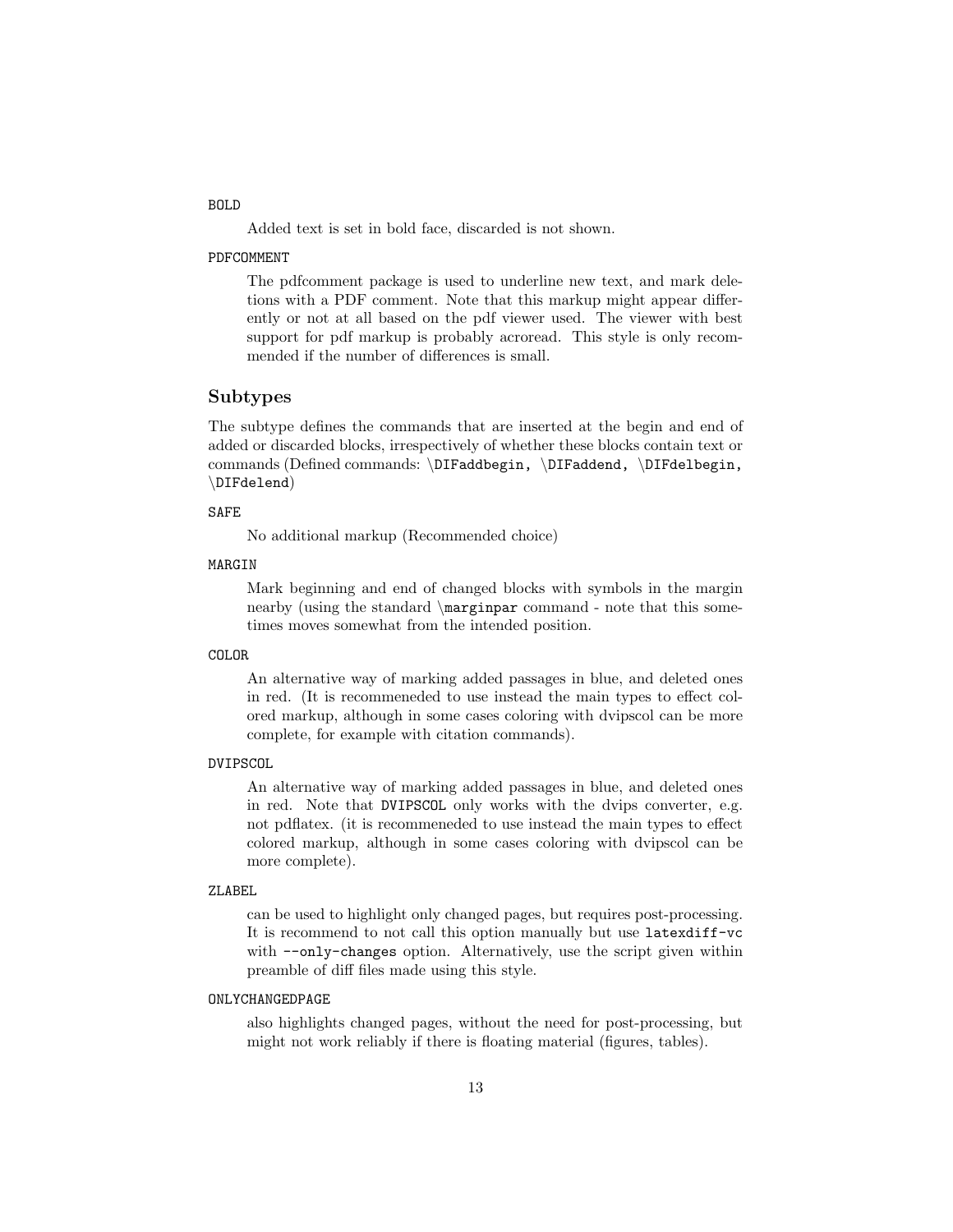`BOLD`

Added text is set in bold face, discarded is not shown.

`PDFCOMMENT`

The pdfcomment package is used to underline new text, and mark deletions with a PDF comment. Note that this markup might appear differently or not at all based on the pdf viewer used. The viewer with best support for pdf markup is probably acroread. This style is only recommended if the number of differences is small.

## Subtypes

The subtype defines the commands that are inserted at the begin and end of added or discarded blocks, irrespectively of whether these blocks contain text or commands (Defined commands: `\DIFaddbegin, \DIFaddend, \DIFdelbegin, \DIFdelend`)

`SAFE`

No additional markup (Recommended choice)

`MARGIN`

Mark beginning and end of changed blocks with symbols in the margin nearby (using the standard `\marginpar` command - note that this sometimes moves somewhat from the intended position.

`COLOR`

An alternative way of marking added passages in blue, and deleted ones in red. (It is recommeneded to use instead the main types to effect colored markup, although in some cases coloring with dvipscol can be more complete, for example with citation commands).

`DVIPSCOL`

An alternative way of marking added passages in blue, and deleted ones in red. Note that `DVIPSCOL` only works with the dvips converter, e.g. not pdflatex. (it is recommeneded to use instead the main types to effect colored markup, although in some cases coloring with dvipscol can be more complete).

`ZLABEL`

can be used to highlight only changed pages, but requires post-processing. It is recommend to not call this option manually but use `latexdiff-vc` with `--only-changes` option. Alternatively, use the script given within preamble of diff files made using this style.

`ONLYCHANGEDPAGE`

also highlights changed pages, without the need for post-processing, but might not work reliably if there is floating material (figures, tables).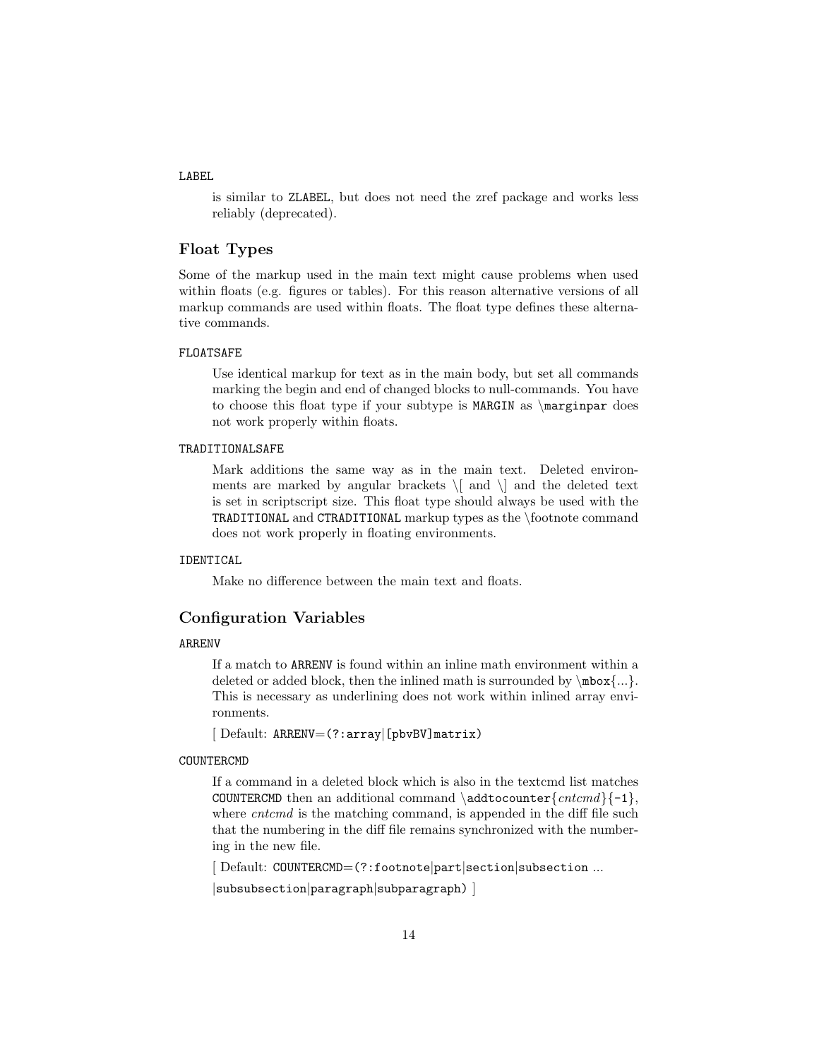`LABEL`

is similar to `ZLABEL`, but does not need the zref package and works less reliably (deprecated).

### Float Types

Some of the markup used in the main text might cause problems when used within floats (e.g. figures or tables). For this reason alternative versions of all markup commands are used within floats. The float type defines these alternative commands.

`FLOATSAFE`

Use identical markup for text as in the main body, but set all commands marking the begin and end of changed blocks to null-commands. You have to choose this float type if your subtype is `MARGIN` as `\marginpar` does not work properly within floats.

`TRADITIONALSAFE`

Mark additions the same way as in the main text. Deleted environments are marked by angular brackets \[ and \] and the deleted text is set in scriptscript size. This float type should always be used with the `TRADITIONAL` and `CTRADITIONAL` markup types as the \footnote command does not work properly in floating environments.

`IDENTICAL`

Make no difference between the main text and floats.

### Configuration Variables

`ARRENV`

If a match to `ARRENV` is found within an inline math environment within a deleted or added block, then the inlined math is surrounded by `\mbox{`...`}`. This is necessary as underlining does not work within inlined array environments.

[ Default: `ARRENV=(?:array|[pbvBV]matrix)`

`COUNTERCMD`

If a command in a deleted block which is also in the textcmd list matches `COUNTERCMD` then an additional command `\addtocounter{`*cntcmd*`}{-1}`, where *cntcmd* is the matching command, is appended in the diff file such that the numbering in the diff file remains synchronized with the numbering in the new file.

[ Default: `COUNTERCMD=(?:footnote|part|section|subsection` ...

`|subsubsection|paragraph|subparagraph)` ]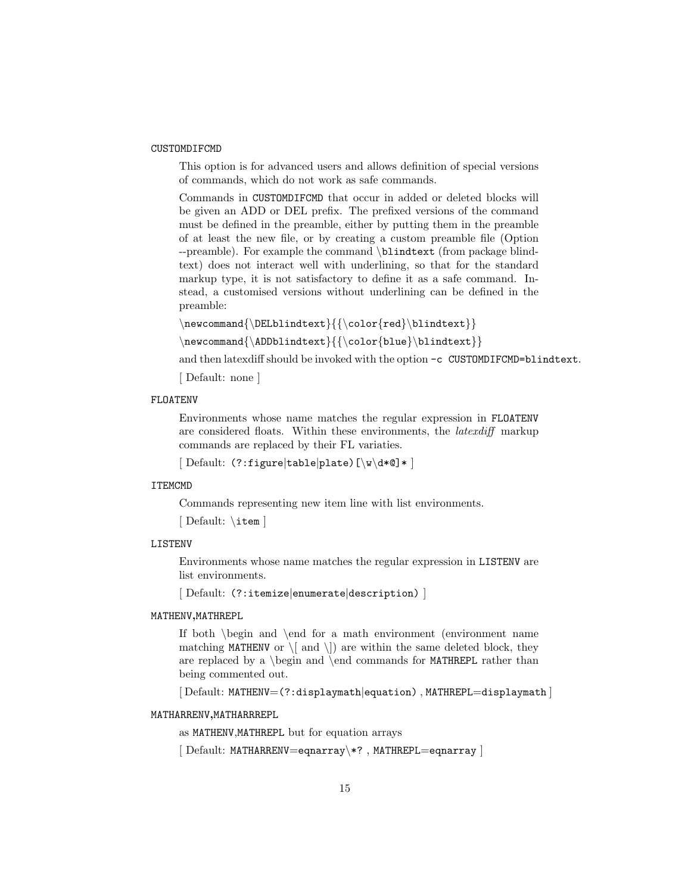CUSTOMDIFCMD

This option is for advanced users and allows definition of special versions of commands, which do not work as safe commands.

Commands in `CUSTOMDIFCMD` that occur in added or deleted blocks will be given an ADD or DEL prefix. The prefixed versions of the command must be defined in the preamble, either by putting them in the preamble of at least the new file, or by creating a custom preamble file (Option --preamble). For example the command `\blindtext` (from package blindtext) does not interact well with underlining, so that for the standard markup type, it is not satisfactory to define it as a safe command. Instead, a customised versions without underlining can be defined in the preamble:

```
\newcommand{\DELblindtext}{{\color{red}\blindtext}}
\newcommand{\ADDblindtext}{{\color{blue}\blindtext}}
```

and then latexdiff should be invoked with the option `-c CUSTOMDIFCMD=blindtext`.

[ Default: none ]

FLOATENV

Environments whose name matches the regular expression in `FLOATENV` are considered floats. Within these environments, the *latexdiff* markup commands are replaced by their FL variaties.

[ Default: `(?:figure|table|plate)[\w\d*@]*` ]

ITEMCMD

Commands representing new item line with list environments.

[ Default: `\item` ]

LISTENV

Environments whose name matches the regular expression in `LISTENV` are list environments.

[ Default: `(?:itemize|enumerate|description)` ]

MATHENV,MATHREPL

If both \begin and \end for a math environment (environment name matching `MATHENV` or \[ and \]) are within the same deleted block, they are replaced by a \begin and \end commands for `MATHREPL` rather than being commented out.

[ Default: `MATHENV=(?:displaymath|equation)` , `MATHREPL=displaymath` ]

MATHARRENV,MATHARRREPL

as `MATHENV`,`MATHREPL` but for equation arrays

[ Default: `MATHARRENV=eqnarray\*?` , `MATHREPL=eqnarray` ]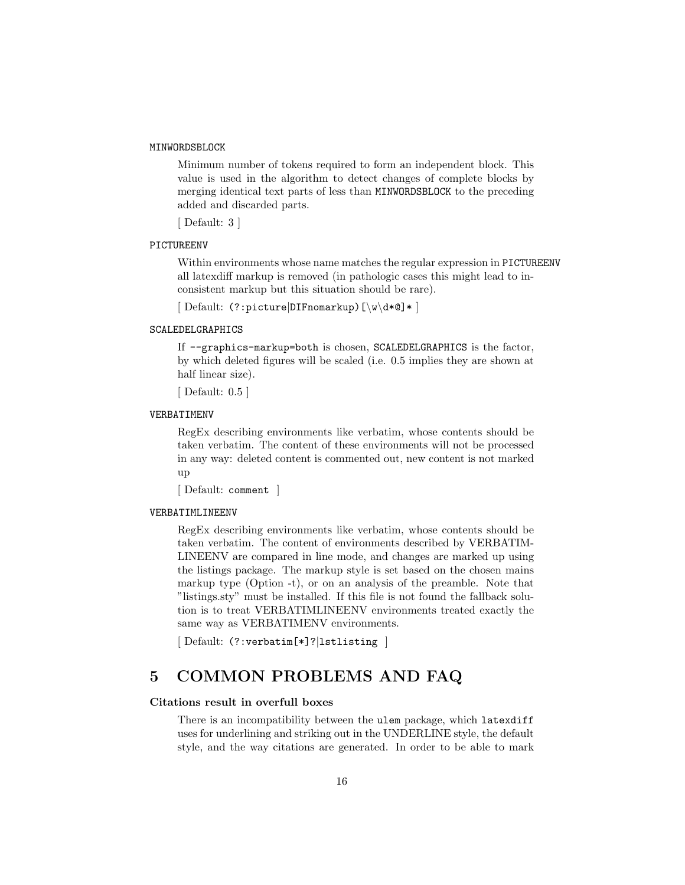MINWORDSBLOCK

Minimum number of tokens required to form an independent block. This value is used in the algorithm to detect changes of complete blocks by merging identical text parts of less than MINWORDSBLOCK to the preceding added and discarded parts.

[ Default: 3 ]

PICTUREENV

Within environments whose name matches the regular expression in PICTUREENV all latexdiff markup is removed (in pathologic cases this might lead to inconsistent markup but this situation should be rare).

[ Default: `(?:picture|DIFnomarkup)[\w\d*@]*` ]

SCALEDELGRAPHICS

If `--graphics-markup=both` is chosen, SCALEDELGRAPHICS is the factor, by which deleted figures will be scaled (i.e. 0.5 implies they are shown at half linear size).

[ Default: 0.5 ]

VERBATIMENV

RegEx describing environments like verbatim, whose contents should be taken verbatim. The content of these environments will not be processed in any way: deleted content is commented out, new content is not marked up

[ Default: `comment` ]

VERBATIMLINEENV

RegEx describing environments like verbatim, whose contents should be taken verbatim. The content of environments described by VERBATIMLINEENV are compared in line mode, and changes are marked up using the listings package. The markup style is set based on the chosen mains markup type (Option -t), or on an analysis of the preamble. Note that "listings.sty" must be installed. If this file is not found the fallback solution is to treat VERBATIMLINEENV environments treated exactly the same way as VERBATIMENV environments.

[ Default: `(?:verbatim[*]?|lstlisting` ]

# 5 COMMON PROBLEMS AND FAQ

**Citations result in overfull boxes**

There is an incompatibility between the `ulem` package, which `latexdiff` uses for underlining and striking out in the UNDERLINE style, the default style, and the way citations are generated. In order to be able to mark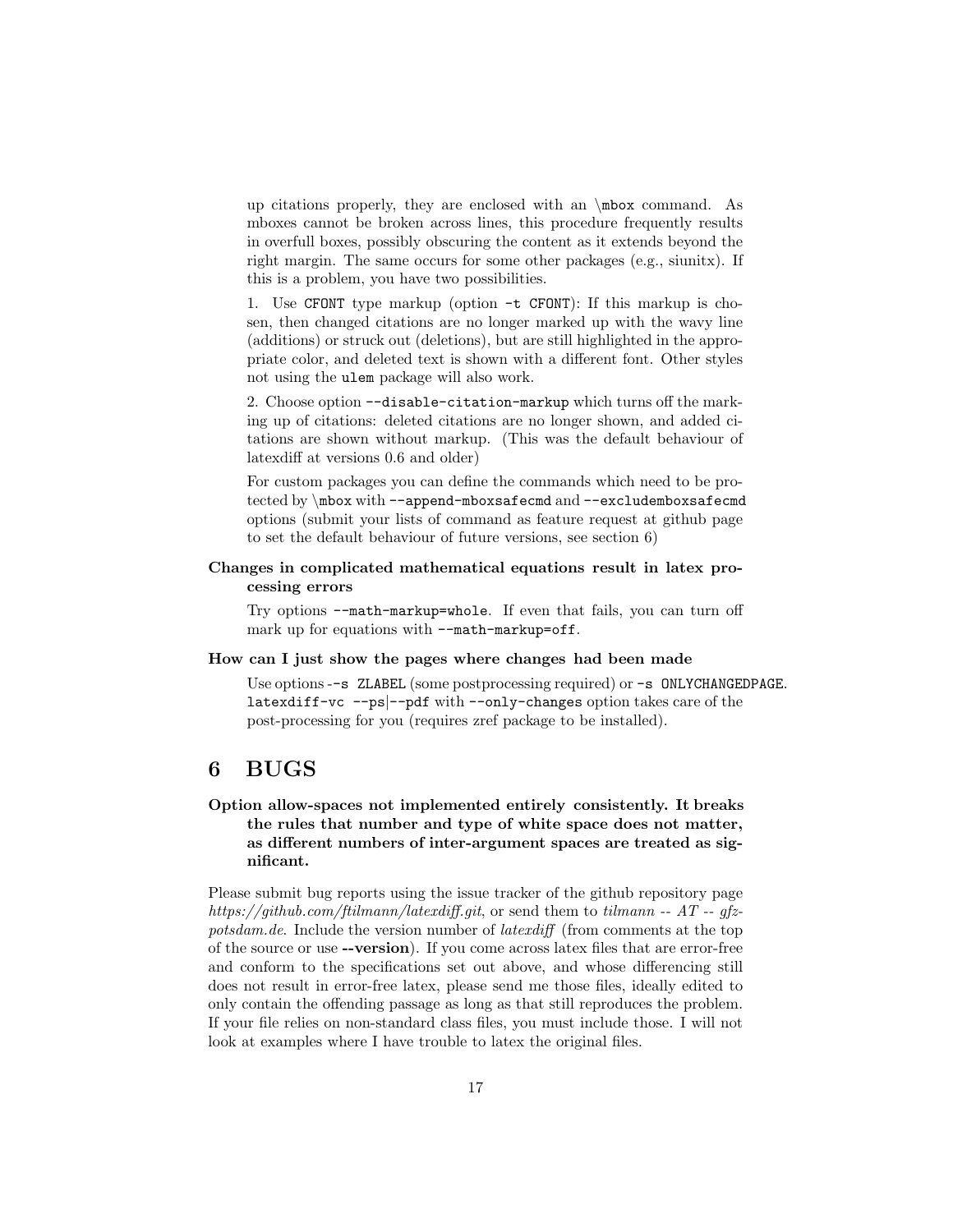up citations properly, they are enclosed with an `\mbox` command. As mboxes cannot be broken across lines, this procedure frequently results in overfull boxes, possibly obscuring the content as it extends beyond the right margin. The same occurs for some other packages (e.g., siunitx). If this is a problem, you have two possibilities.

1. Use `CFONT` type markup (option `-t CFONT`): If this markup is chosen, then changed citations are no longer marked up with the wavy line (additions) or struck out (deletions), but are still highlighted in the appropriate color, and deleted text is shown with a different font. Other styles not using the `ulem` package will also work.

2. Choose option `--disable-citation-markup` which turns off the marking up of citations: deleted citations are no longer shown, and added citations are shown without markup. (This was the default behaviour of latexdiff at versions 0.6 and older)

For custom packages you can define the commands which need to be protected by `\mbox` with `--append-mboxsafecmd` and `--excludemboxsafecmd` options (submit your lists of command as feature request at github page to set the default behaviour of future versions, see section 6)

**Changes in complicated mathematical equations result in latex processing errors**

Try options `--math-markup=whole`. If even that fails, you can turn off mark up for equations with `--math-markup=off`.

**How can I just show the pages where changes had been made**

Use options `--s ZLABEL` (some postprocessing required) or `-s ONLYCHANGEDPAGE`. `latexdiff-vc --ps|--pdf` with `--only-changes` option takes care of the post-processing for you (requires zref package to be installed).

# 6 BUGS

**Option allow-spaces not implemented entirely consistently. It breaks the rules that number and type of white space does not matter, as different numbers of inter-argument spaces are treated as significant.**

Please submit bug reports using the issue tracker of the github repository page *https://github.com/ftilmann/latexdiff.git*, or send them to *tilmann -- AT -- gfz-potsdam.de*. Include the version number of *latexdiff* (from comments at the top of the source or use **--version**). If you come across latex files that are error-free and conform to the specifications set out above, and whose differencing still does not result in error-free latex, please send me those files, ideally edited to only contain the offending passage as long as that still reproduces the problem. If your file relies on non-standard class files, you must include those. I will not look at examples where I have trouble to latex the original files.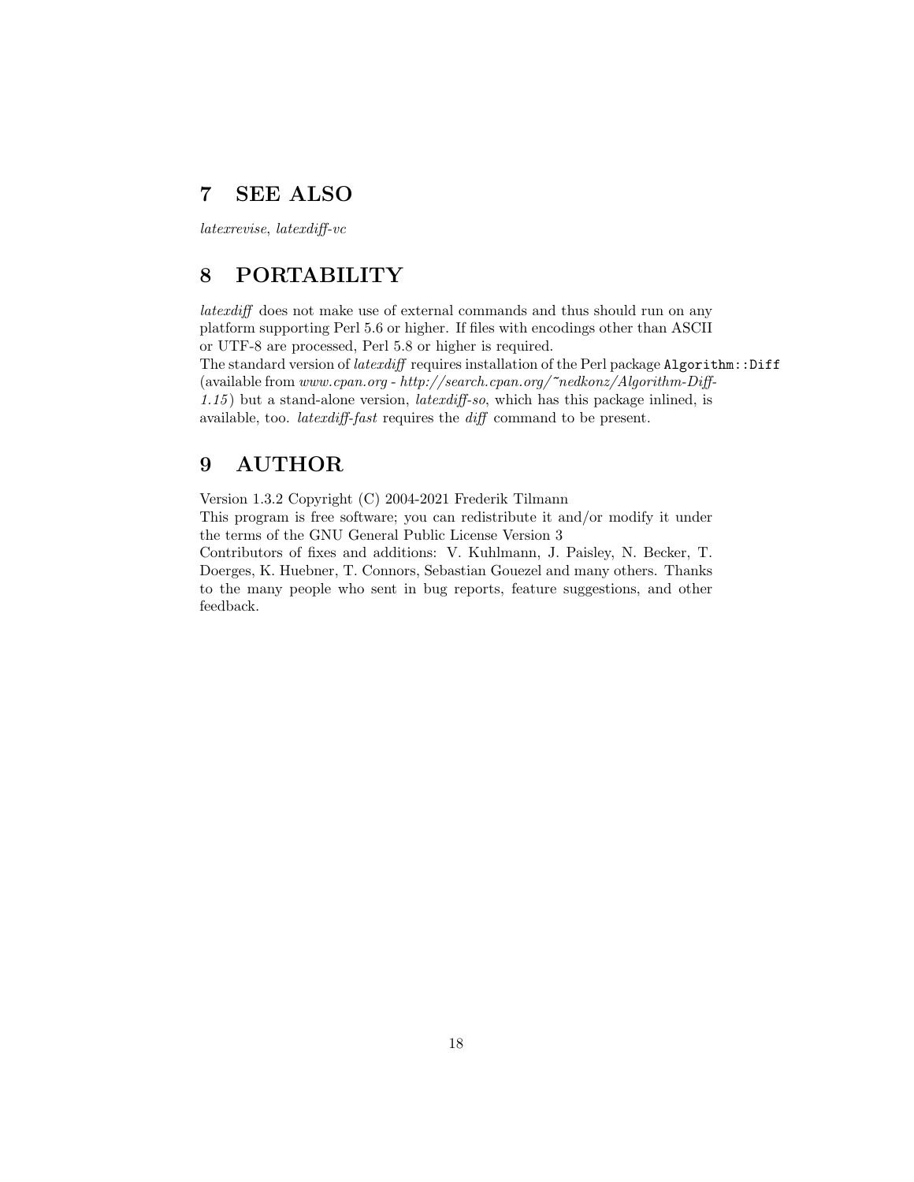## 7 SEE ALSO

*latexrevise*, *latexdiff-vc*

## 8 PORTABILITY

*latexdiff* does not make use of external commands and thus should run on any platform supporting Perl 5.6 or higher. If files with encodings other than ASCII or UTF-8 are processed, Perl 5.8 or higher is required.
The standard version of *latexdiff* requires installation of the Perl package `Algorithm::Diff` (available from *www.cpan.org - http://search.cpan.org/~nedkonz/Algorithm-Diff-1.15*) but a stand-alone version, *latexdiff-so*, which has this package inlined, is available, too. *latexdiff-fast* requires the *diff* command to be present.

## 9 AUTHOR

Version 1.3.2 Copyright (C) 2004-2021 Frederik Tilmann
This program is free software; you can redistribute it and/or modify it under the terms of the GNU General Public License Version 3
Contributors of fixes and additions: V. Kuhlmann, J. Paisley, N. Becker, T. Doerges, K. Huebner, T. Connors, Sebastian Gouezel and many others. Thanks to the many people who sent in bug reports, feature suggestions, and other feedback.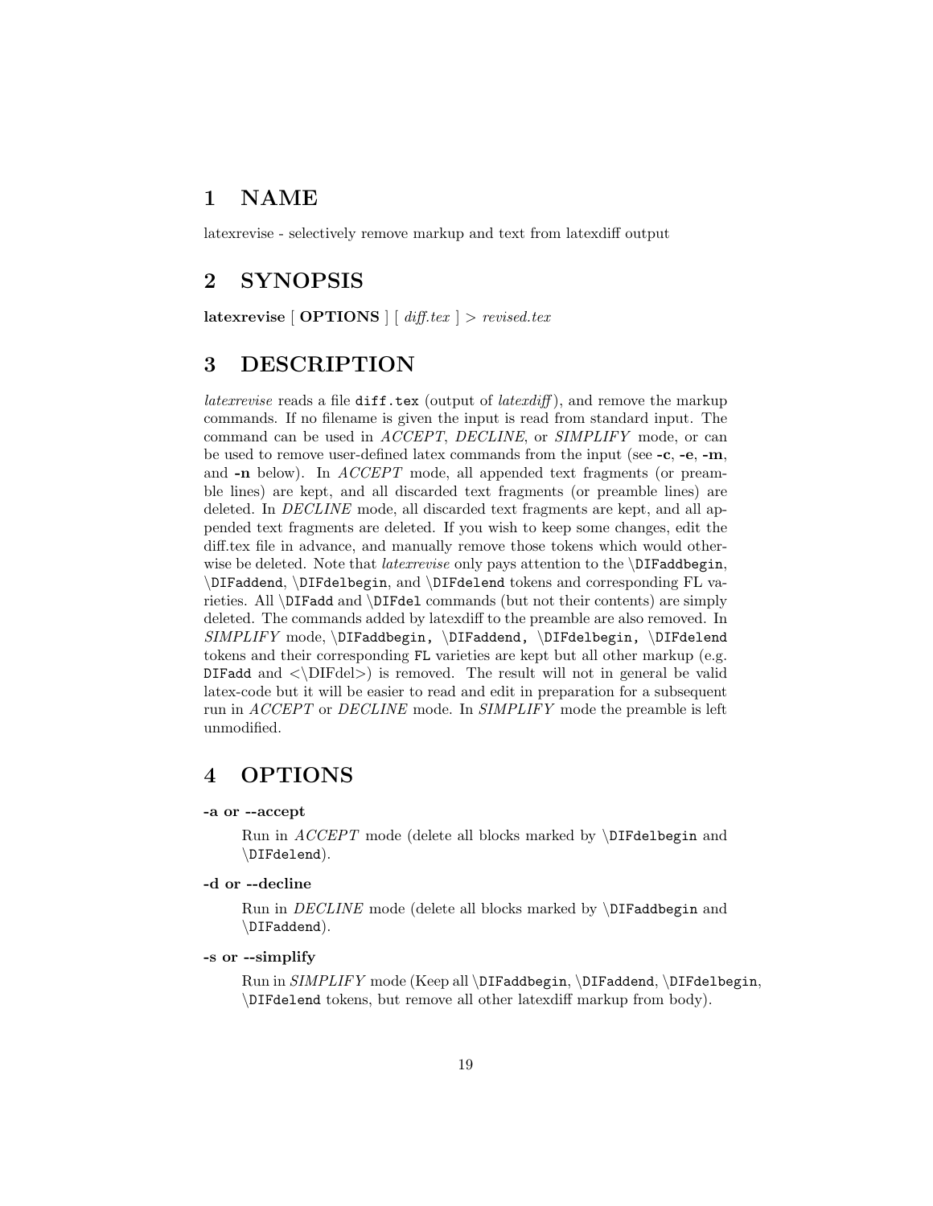# 1 NAME

latexrevise - selectively remove markup and text from latexdiff output

# 2 SYNOPSIS

**latexrevise** [ **OPTIONS** ] [ *diff.tex* ] > *revised.tex*

# 3 DESCRIPTION

*latexrevise* reads a file `diff.tex` (output of *latexdiff*), and remove the markup commands. If no filename is given the input is read from standard input. The command can be used in *ACCEPT*, *DECLINE*, or *SIMPLIFY* mode, or can be used to remove user-defined latex commands from the input (see **-c**, **-e**, **-m**, and **-n** below). In *ACCEPT* mode, all appended text fragments (or preamble lines) are kept, and all discarded text fragments (or preamble lines) are deleted. In *DECLINE* mode, all discarded text fragments are kept, and all appended text fragments are deleted. If you wish to keep some changes, edit the diff.tex file in advance, and manually remove those tokens which would otherwise be deleted. Note that *latexrevise* only pays attention to the `\DIFaddbegin`, `\DIFaddend`, `\DIFdelbegin`, and `\DIFdelend` tokens and corresponding FL varieties. All `\DIFadd` and `\DIFdel` commands (but not their contents) are simply deleted. The commands added by latexdiff to the preamble are also removed. In *SIMPLIFY* mode, `\DIFaddbegin, \DIFaddend, \DIFdelbegin, \DIFdelend` tokens and their corresponding `FL` varieties are kept but all other markup (e.g. `DIFadd` and <\DIFdel>) is removed. The result will not in general be valid latex-code but it will be easier to read and edit in preparation for a subsequent run in *ACCEPT* or *DECLINE* mode. In *SIMPLIFY* mode the preamble is left unmodified.

# 4 OPTIONS

**-a or --accept**

Run in *ACCEPT* mode (delete all blocks marked by `\DIFdelbegin` and `\DIFdelend`).

**-d or --decline**

Run in *DECLINE* mode (delete all blocks marked by `\DIFaddbegin` and `\DIFaddend`).

**-s or --simplify**

Run in *SIMPLIFY* mode (Keep all `\DIFaddbegin`, `\DIFaddend`, `\DIFdelbegin`, `\DIFdelend` tokens, but remove all other latexdiff markup from body).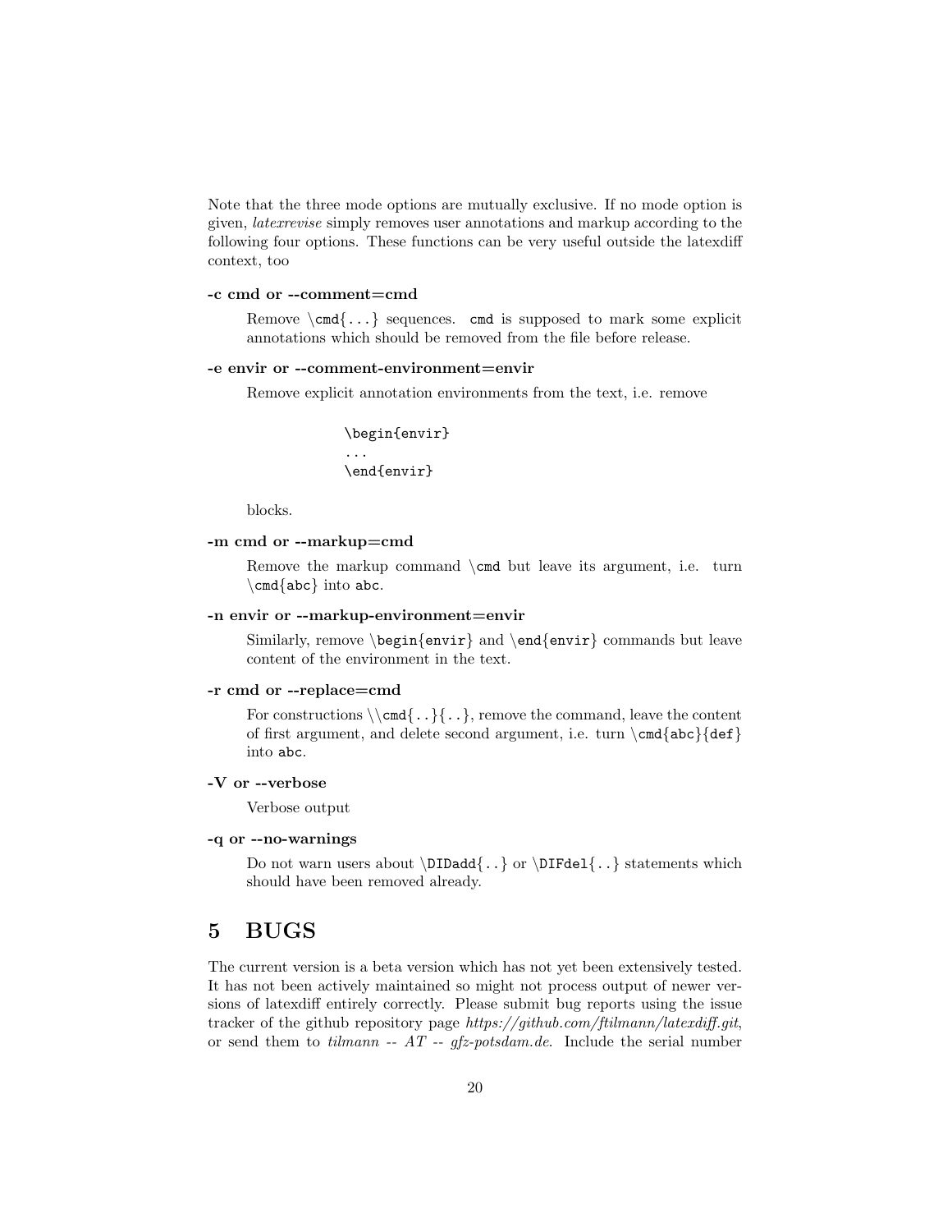Note that the three mode options are mutually exclusive. If no mode option is given, *latexrevise* simply removes user annotations and markup according to the following four options. These functions can be very useful outside the latexdiff context, too

**-c cmd or --comment=cmd**

Remove `\cmd{...}` sequences. `cmd` is supposed to mark some explicit annotations which should be removed from the file before release.

**-e envir or --comment-environment=envir**

Remove explicit annotation environments from the text, i.e. remove

```
\begin{envir}
...
\end{envir}
```

blocks.

**-m cmd or --markup=cmd**

Remove the markup command `\cmd` but leave its argument, i.e. turn `\cmd{abc}` into `abc`.

**-n envir or --markup-environment=envir**

Similarly, remove `\begin{envir}` and `\end{envir}` commands but leave content of the environment in the text.

**-r cmd or --replace=cmd**

For constructions `\\cmd{..}{..}`, remove the command, leave the content of first argument, and delete second argument, i.e. turn `\cmd{abc}{def}` into `abc`.

**-V or --verbose**

Verbose output

**-q or --no-warnings**

Do not warn users about `\DIDadd{..}` or `\DIFdel{..}` statements which should have been removed already.

# 5 BUGS

The current version is a beta version which has not yet been extensively tested. It has not been actively maintained so might not process output of newer versions of latexdiff entirely correctly. Please submit bug reports using the issue tracker of the github repository page *https://github.com/ftilmann/latexdiff.git*, or send them to *tilmann -- AT -- gfz-potsdam.de*. Include the serial number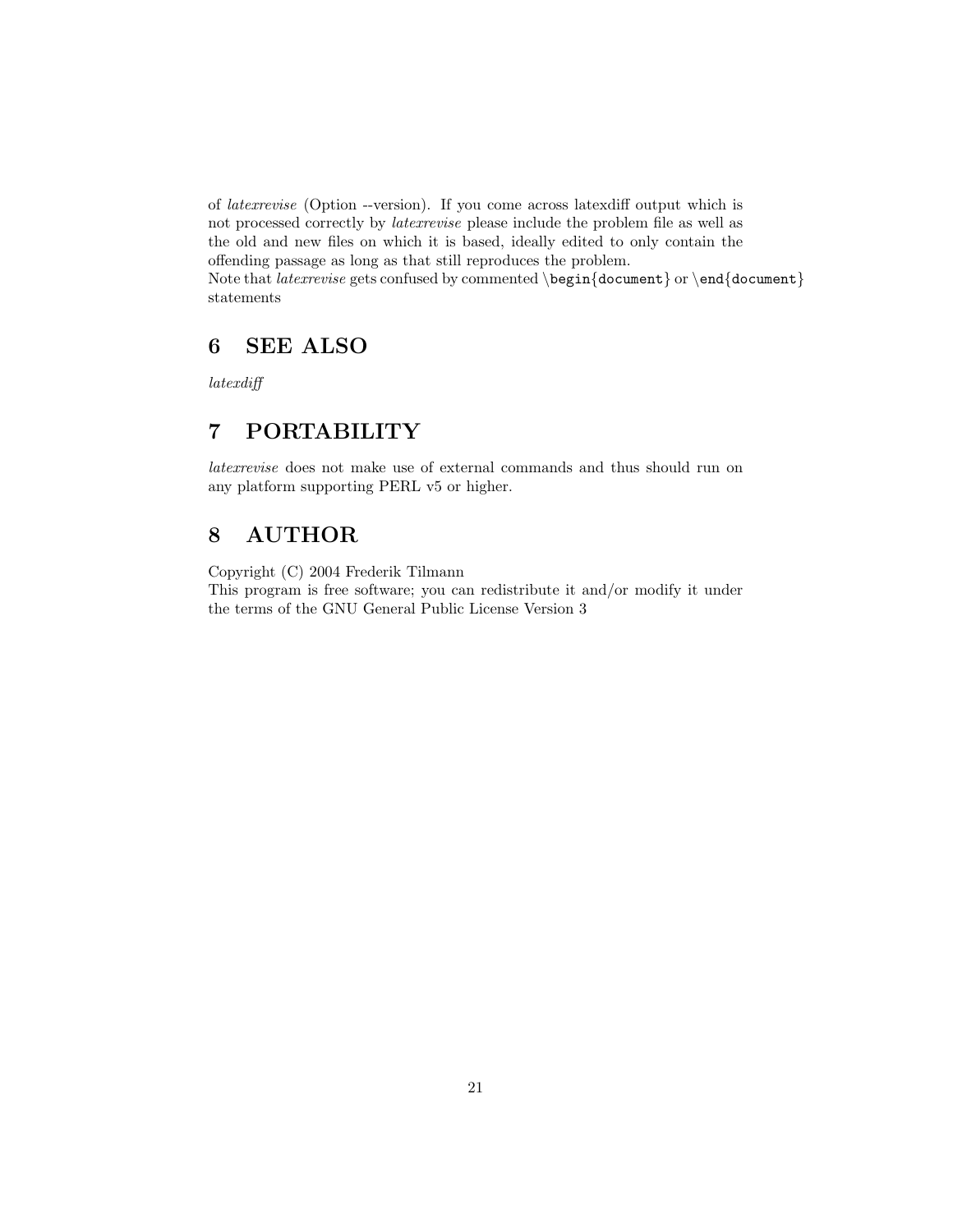of *latexrevise* (Option --version). If you come across latexdiff output which is not processed correctly by *latexrevise* please include the problem file as well as the old and new files on which it is based, ideally edited to only contain the offending passage as long as that still reproduces the problem.
Note that *latexrevise* gets confused by commented `\begin{document}` or `\end{document}` statements

# 6 SEE ALSO

*latexdiff*

# 7 PORTABILITY

*latexrevise* does not make use of external commands and thus should run on any platform supporting PERL v5 or higher.

# 8 AUTHOR

Copyright (C) 2004 Frederik Tilmann
This program is free software; you can redistribute it and/or modify it under the terms of the GNU General Public License Version 3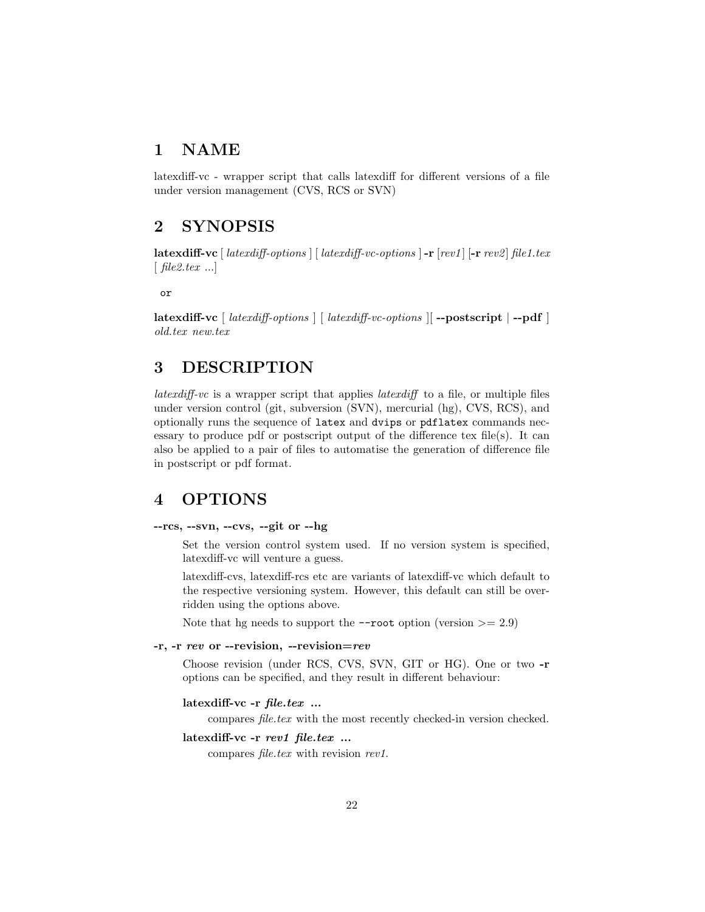# 1 NAME

latexdiff-vc - wrapper script that calls latexdiff for different versions of a file under version management (CVS, RCS or SVN)

# 2 SYNOPSIS

**latexdiff-vc** [ *latexdiff-options* ] [ *latexdiff-vc-options* ] **-r** [*rev1*] [**-r** *rev2*] *file1.tex* [ *file2.tex* ...]

```
or
```

**latexdiff-vc** [ *latexdiff-options* ] [ *latexdiff-vc-options* ][ **--postscript** | **--pdf** ] *old.tex new.tex*

# 3 DESCRIPTION

*latexdiff-vc* is a wrapper script that applies *latexdiff* to a file, or multiple files under version control (git, subversion (SVN), mercurial (hg), CVS, RCS), and optionally runs the sequence of `latex` and `dvips` or `pdflatex` commands necessary to produce pdf or postscript output of the difference tex file(s). It can also be applied to a pair of files to automatise the generation of difference file in postscript or pdf format.

# 4 OPTIONS

**--rcs, --svn, --cvs, --git or --hg**

Set the version control system used. If no version system is specified, latexdiff-vc will venture a guess.

latexdiff-cvs, latexdiff-rcs etc are variants of latexdiff-vc which default to the respective versioning system. However, this default can still be overridden using the options above.

Note that hg needs to support the `--root` option (version >= 2.9)

**-r, -r *rev* or --revision, --revision=*rev***

Choose revision (under RCS, CVS, SVN, GIT or HG). One or two **-r** options can be specified, and they result in different behaviour:

**latexdiff-vc -r *file.tex ...***

compares *file.tex* with the most recently checked-in version checked.

**latexdiff-vc -r *rev1 file.tex ...***

compares *file.tex* with revision *rev1*.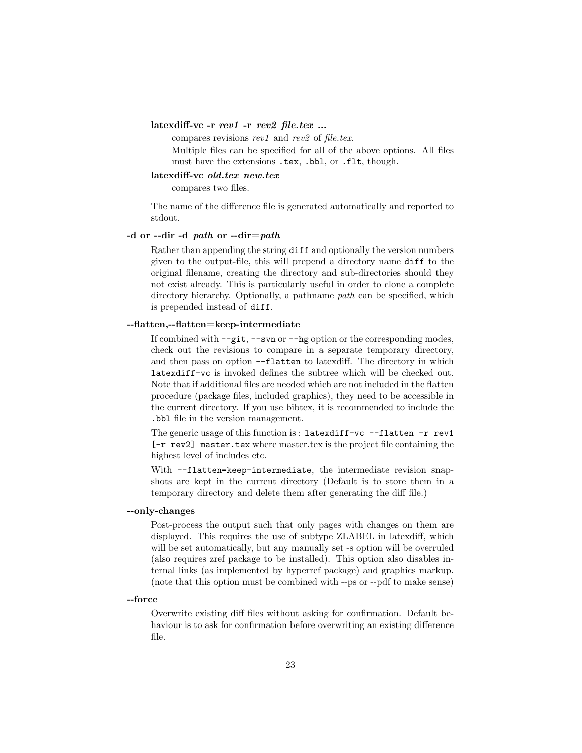**latexdiff-vc -r *rev1* -r *rev2* *file.tex* ...**

compares revisions *rev1* and *rev2* of *file.tex*.

Multiple files can be specified for all of the above options. All files must have the extensions `.tex`, `.bbl`, or `.flt`, though.

**latexdiff-vc *old.tex* *new.tex***

compares two files.

The name of the difference file is generated automatically and reported to stdout.

**-d or --dir -d *path* or --dir=*path***

Rather than appending the string `diff` and optionally the version numbers given to the output-file, this will prepend a directory name `diff` to the original filename, creating the directory and sub-directories should they not exist already. This is particularly useful in order to clone a complete directory hierarchy. Optionally, a pathname *path* can be specified, which is prepended instead of `diff`.

**--flatten,--flatten=keep-intermediate**

If combined with `--git`, `--svn` or `--hg` option or the corresponding modes, check out the revisions to compare in a separate temporary directory, and then pass on option `--flatten` to latexdiff. The directory in which `latexdiff-vc` is invoked defines the subtree which will be checked out. Note that if additional files are needed which are not included in the flatten procedure (package files, included graphics), they need to be accessible in the current directory. If you use bibtex, it is recommended to include the `.bbl` file in the version management.

The generic usage of this function is : `latexdiff-vc --flatten -r rev1 [-r rev2] master.tex` where master.tex is the project file containing the highest level of includes etc.

With `--flatten=keep-intermediate`, the intermediate revision snapshots are kept in the current directory (Default is to store them in a temporary directory and delete them after generating the diff file.)

**--only-changes**

Post-process the output such that only pages with changes on them are displayed. This requires the use of subtype ZLABEL in latexdiff, which will be set automatically, but any manually set -s option will be overruled (also requires zref package to be installed). This option also disables internal links (as implemented by hyperref package) and graphics markup. (note that this option must be combined with --ps or --pdf to make sense)

**--force**

Overwrite existing diff files without asking for confirmation. Default behaviour is to ask for confirmation before overwriting an existing difference file.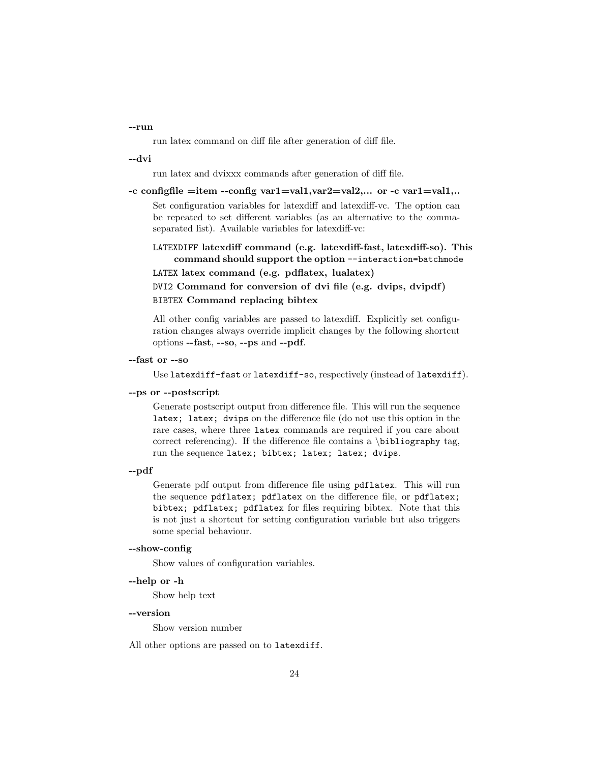**--run**

run latex command on diff file after generation of diff file.

**--dvi**

run latex and dvixxx commands after generation of diff file.

**-c configfile =item --config var1=val1,var2=val2,... or -c var1=val1,..**

Set configuration variables for latexdiff and latexdiff-vc. The option can be repeated to set different variables (as an alternative to the comma-separated list). Available variables for latexdiff-vc:

- `LATEXDIFF` **latexdiff command (e.g. latexdiff-fast, latexdiff-so). This command should support the option** `--interaction=batchmode`
- `LATEX` **latex command (e.g. pdflatex, lualatex)**
- `DVI2` **Command for conversion of dvi file (e.g. dvips, dvipdf)**
- `BIBTEX` **Command replacing bibtex**

All other config variables are passed to latexdiff. Explicitly set configuration changes always override implicit changes by the following shortcut options **--fast**, **--so**, **--ps** and **--pdf**.

**--fast or --so**

Use `latexdiff-fast` or `latexdiff-so`, respectively (instead of `latexdiff`).

**--ps or --postscript**

Generate postscript output from difference file. This will run the sequence `latex; latex; dvips` on the difference file (do not use this option in the rare cases, where three `latex` commands are required if you care about correct referencing). If the difference file contains a `\bibliography` tag, run the sequence `latex; bibtex; latex; latex; dvips`.

**--pdf**

Generate pdf output from difference file using `pdflatex`. This will run the sequence `pdflatex; pdflatex` on the difference file, or `pdflatex; bibtex; pdflatex; pdflatex` for files requiring bibtex. Note that this is not just a shortcut for setting configuration variable but also triggers some special behaviour.

**--show-config**

Show values of configuration variables.

**--help or -h**

Show help text

**--version**

Show version number

All other options are passed on to `latexdiff`.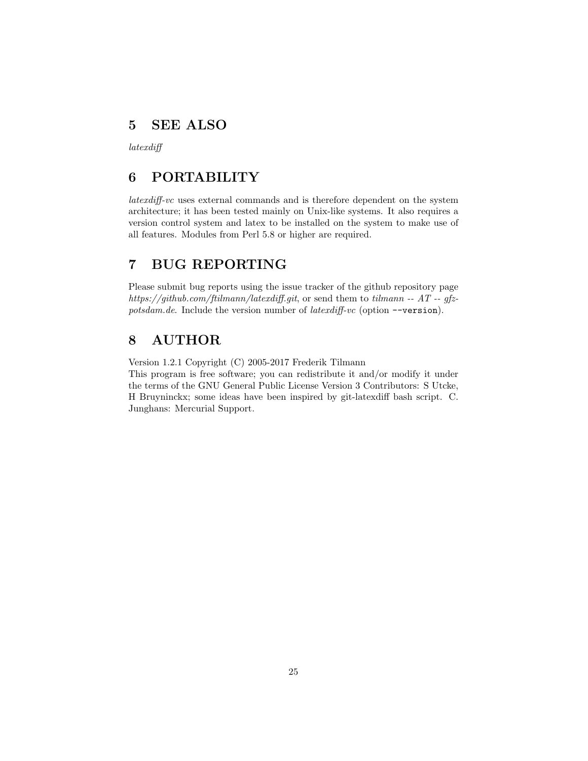## 5 SEE ALSO

*latexdiff*

## 6 PORTABILITY

*latexdiff-vc* uses external commands and is therefore dependent on the system architecture; it has been tested mainly on Unix-like systems. It also requires a version control system and latex to be installed on the system to make use of all features. Modules from Perl 5.8 or higher are required.

## 7 BUG REPORTING

Please submit bug reports using the issue tracker of the github repository page *https://github.com/ftilmann/latexdiff.git*, or send them to *tilmann -- AT -- gfz-potsdam.de*. Include the version number of *latexdiff-vc* (option `--version`).

## 8 AUTHOR

Version 1.2.1 Copyright (C) 2005-2017 Frederik Tilmann
This program is free software; you can redistribute it and/or modify it under the terms of the GNU General Public License Version 3 Contributors: S Utcke, H Bruyninckx; some ideas have been inspired by git-latexdiff bash script. C. Junghans: Mercurial Support.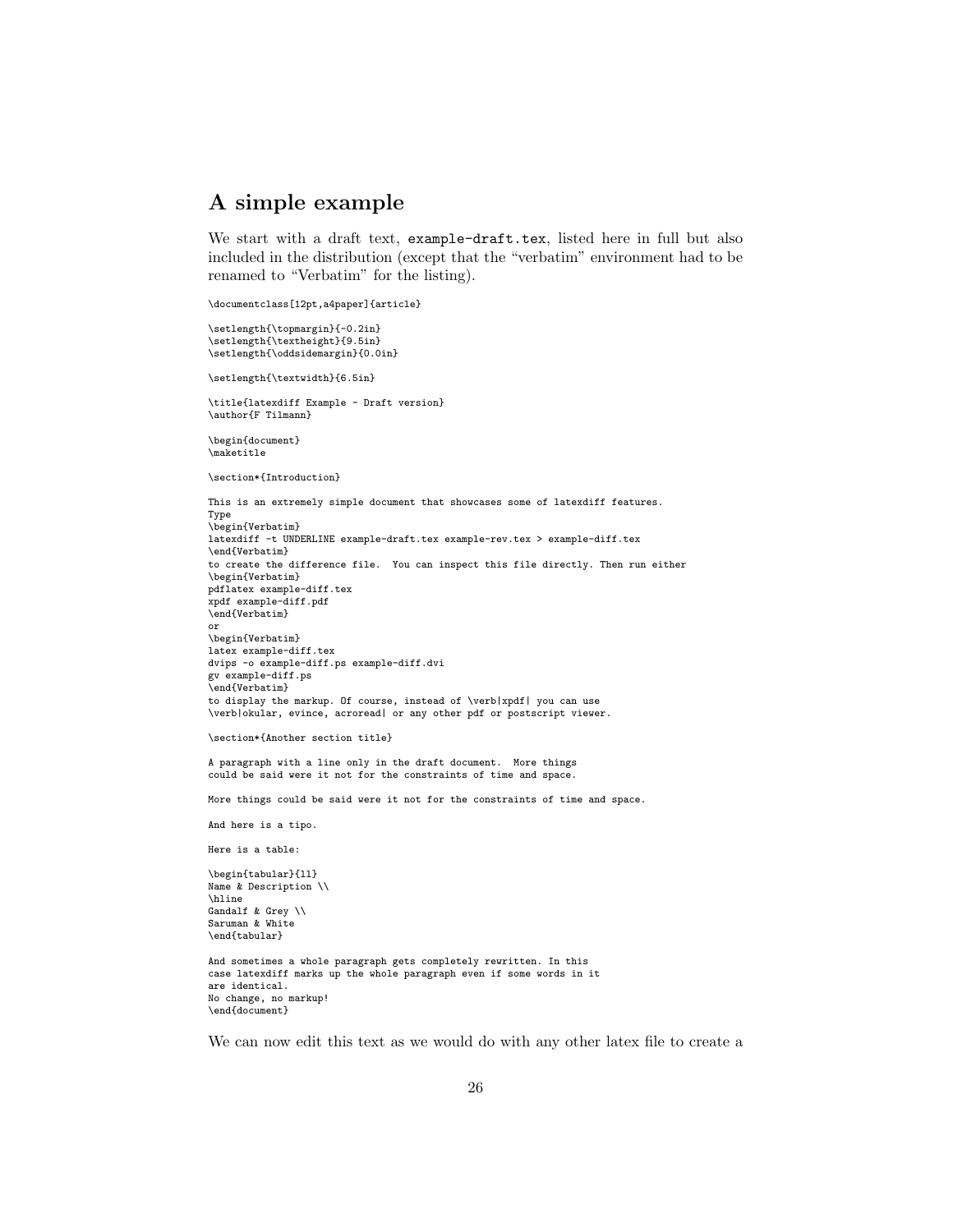## A simple example

We start with a draft text, `example-draft.tex`, listed here in full but also included in the distribution (except that the "verbatim" environment had to be renamed to "Verbatim" for the listing).

```
\documentclass[12pt,a4paper]{article}

\setlength{\topmargin}{-0.2in}
\setlength{\textheight}{9.5in}
\setlength{\oddsidemargin}{0.0in}

\setlength{\textwidth}{6.5in}

\title{latexdiff Example - Draft version}
\author{F Tilmann}

\begin{document}
\maketitle

\section*{Introduction}

This is an extremely simple document that showcases some of latexdiff features.
Type
\begin{Verbatim}
latexdiff -t UNDERLINE example-draft.tex example-rev.tex > example-diff.tex
\end{Verbatim}
to create the difference file.  You can inspect this file directly. Then run either
\begin{Verbatim}
pdflatex example-diff.tex
xpdf example-diff.pdf
\end{Verbatim}
or
\begin{Verbatim}
latex example-diff.tex
dvips -o example-diff.ps example-diff.dvi
gv example-diff.ps
\end{Verbatim}
to display the markup. Of course, instead of \verb|xpdf| you can use
\verb|okular, evince, acroread| or any other pdf or postscript viewer.

\section*{Another section title}

A paragraph with a line only in the draft document.  More things
could be said were it not for the constraints of time and space.

More things could be said were it not for the constraints of time and space.

And here is a tipo.

Here is a table:

\begin{tabular}{ll}
Name & Description \\
\hline
Gandalf & Grey \\
Saruman & White
\end{tabular}

And sometimes a whole paragraph gets completely rewritten. In this
case latexdiff marks up the whole paragraph even if some words in it
are identical.
No change, no markup!
\end{document}
```

We can now edit this text as we would do with any other latex file to create a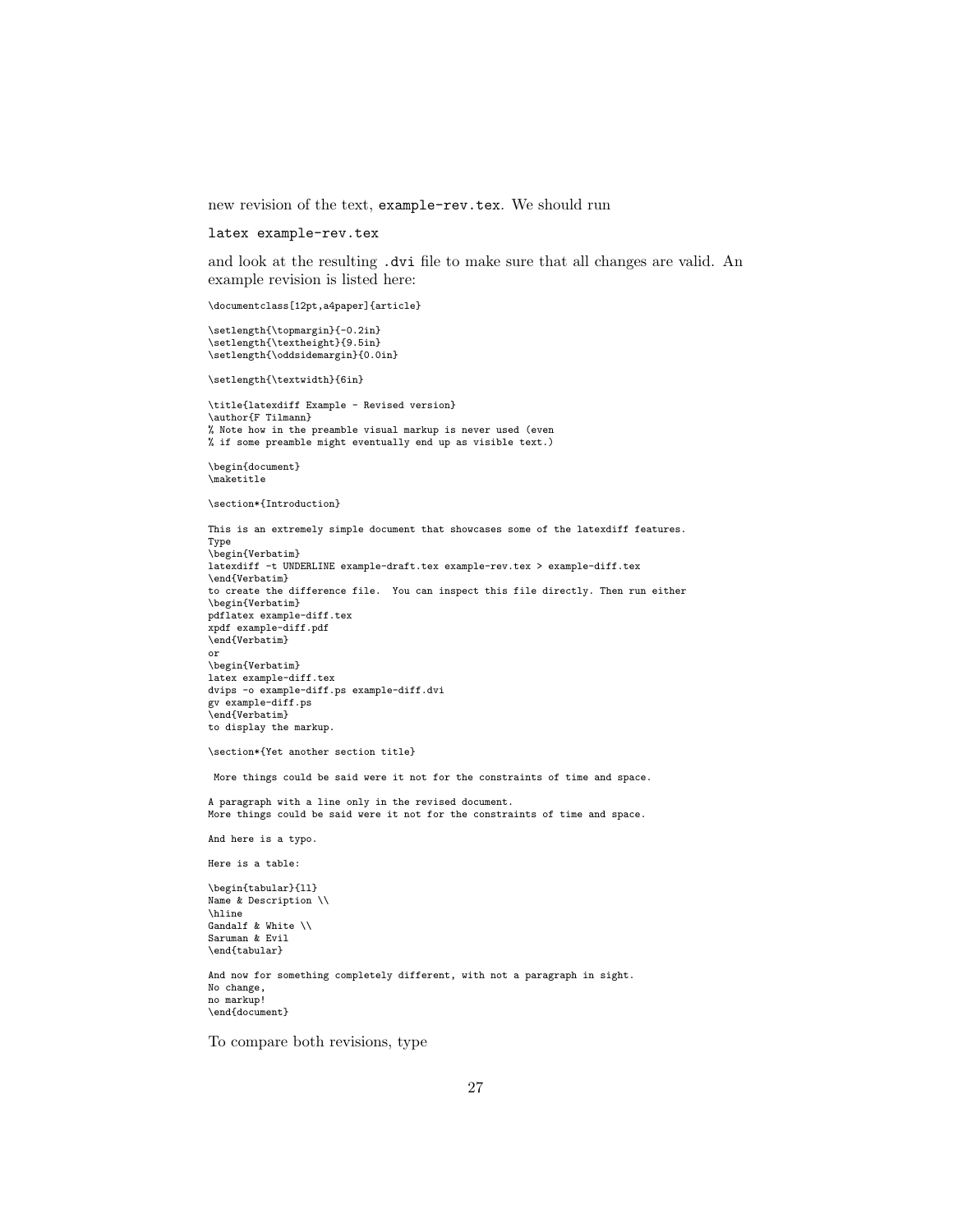new revision of the text, `example-rev.tex`. We should run

```
latex example-rev.tex
```

and look at the resulting `.dvi` file to make sure that all changes are valid. An example revision is listed here:

```
\documentclass[12pt,a4paper]{article}

\setlength{\topmargin}{-0.2in}
\setlength{\textheight}{9.5in}
\setlength{\oddsidemargin}{0.0in}

\setlength{\textwidth}{6in}

\title{latexdiff Example - Revised version}
\author{F Tilmann}
% Note how in the preamble visual markup is never used (even
% if some preamble might eventually end up as visible text.)

\begin{document}
\maketitle

\section*{Introduction}

This is an extremely simple document that showcases some of the latexdiff features.
Type
\begin{Verbatim}
latexdiff -t UNDERLINE example-draft.tex example-rev.tex > example-diff.tex
\end{Verbatim}
to create the difference file.  You can inspect this file directly. Then run either
\begin{Verbatim}
pdflatex example-diff.tex
xpdf example-diff.pdf
\end{Verbatim}
or
\begin{Verbatim}
latex example-diff.tex
dvips -o example-diff.ps example-diff.dvi
gv example-diff.ps
\end{Verbatim}
to display the markup.

\section*{Yet another section title}

 More things could be said were it not for the constraints of time and space.

A paragraph with a line only in the revised document.
More things could be said were it not for the constraints of time and space.

And here is a typo.

Here is a table:

\begin{tabular}{ll}
Name & Description \\
\hline
Gandalf & White \\
Saruman & Evil
\end{tabular}

And now for something completely different, with not a paragraph in sight.
No change,
no markup!
\end{document}
```

To compare both revisions, type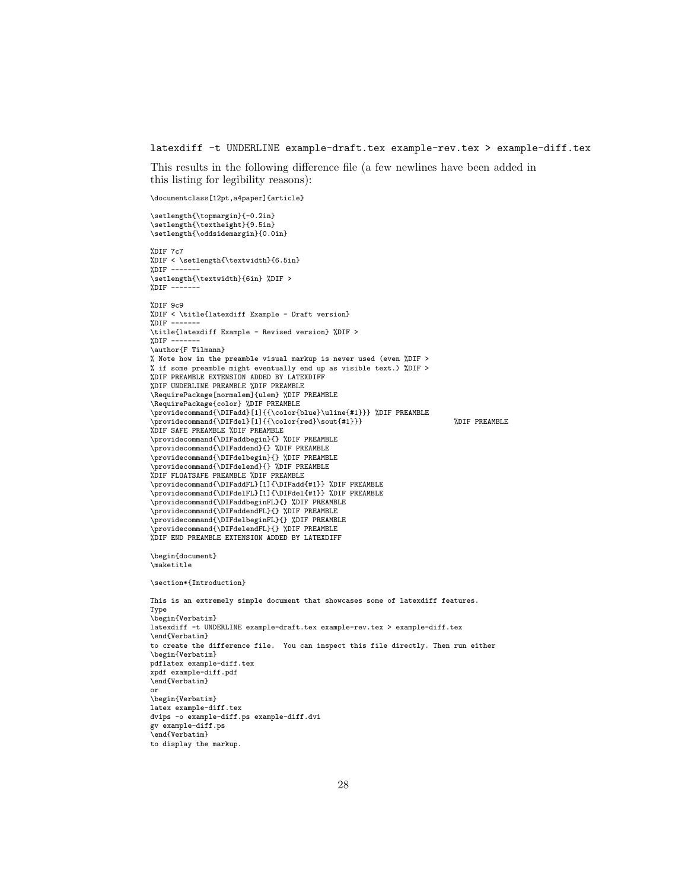```
latexdiff -t UNDERLINE example-draft.tex example-rev.tex > example-diff.tex
```

This results in the following difference file (a few newlines have been added in this listing for legibility reasons):

```
\documentclass[12pt,a4paper]{article}

\setlength{\topmargin}{-0.2in}
\setlength{\textheight}{9.5in}
\setlength{\oddsidemargin}{0.0in}

%DIF 7c7
%DIF < \setlength{\textwidth}{6.5in}
%DIF -------
\setlength{\textwidth}{6in} %DIF >
%DIF -------

%DIF 9c9
%DIF < \title{latexdiff Example - Draft version}
%DIF -------
\title{latexdiff Example - Revised version} %DIF >
%DIF -------
\author{F Tilmann}
% Note how in the preamble visual markup is never used (even %DIF >
% if some preamble might eventually end up as visible text.) %DIF >
%DIF PREAMBLE EXTENSION ADDED BY LATEXDIFF
%DIF UNDERLINE PREAMBLE %DIF PREAMBLE
\RequirePackage[normalem]{ulem} %DIF PREAMBLE
\RequirePackage{color} %DIF PREAMBLE
\providecommand{\DIFadd}[1]{{\color{blue}\uline{#1}}} %DIF PREAMBLE
\providecommand{\DIFdel}[1]{{\color{red}\sout{#1}}}                      %DIF PREAMBLE
%DIF SAFE PREAMBLE %DIF PREAMBLE
\providecommand{\DIFaddbegin}{} %DIF PREAMBLE
\providecommand{\DIFaddend}{} %DIF PREAMBLE
\providecommand{\DIFdelbegin}{} %DIF PREAMBLE
\providecommand{\DIFdelend}{} %DIF PREAMBLE
%DIF FLOATSAFE PREAMBLE %DIF PREAMBLE
\providecommand{\DIFaddFL}[1]{\DIFadd{#1}} %DIF PREAMBLE
\providecommand{\DIFdelFL}[1]{\DIFdel{#1}} %DIF PREAMBLE
\providecommand{\DIFaddbeginFL}{} %DIF PREAMBLE
\providecommand{\DIFaddendFL}{} %DIF PREAMBLE
\providecommand{\DIFdelbeginFL}{} %DIF PREAMBLE
\providecommand{\DIFdelendFL}{} %DIF PREAMBLE
%DIF END PREAMBLE EXTENSION ADDED BY LATEXDIFF

\begin{document}
\maketitle

\section*{Introduction}

This is an extremely simple document that showcases some of latexdiff features.
Type
\begin{Verbatim}
latexdiff -t UNDERLINE example-draft.tex example-rev.tex > example-diff.tex
\end{Verbatim}
to create the difference file.  You can inspect this file directly. Then run either
\begin{Verbatim}
pdflatex example-diff.tex
xpdf example-diff.pdf
\end{Verbatim}
or
\begin{Verbatim}
latex example-diff.tex
dvips -o example-diff.ps example-diff.dvi
gv example-diff.ps
\end{Verbatim}
to display the markup.
```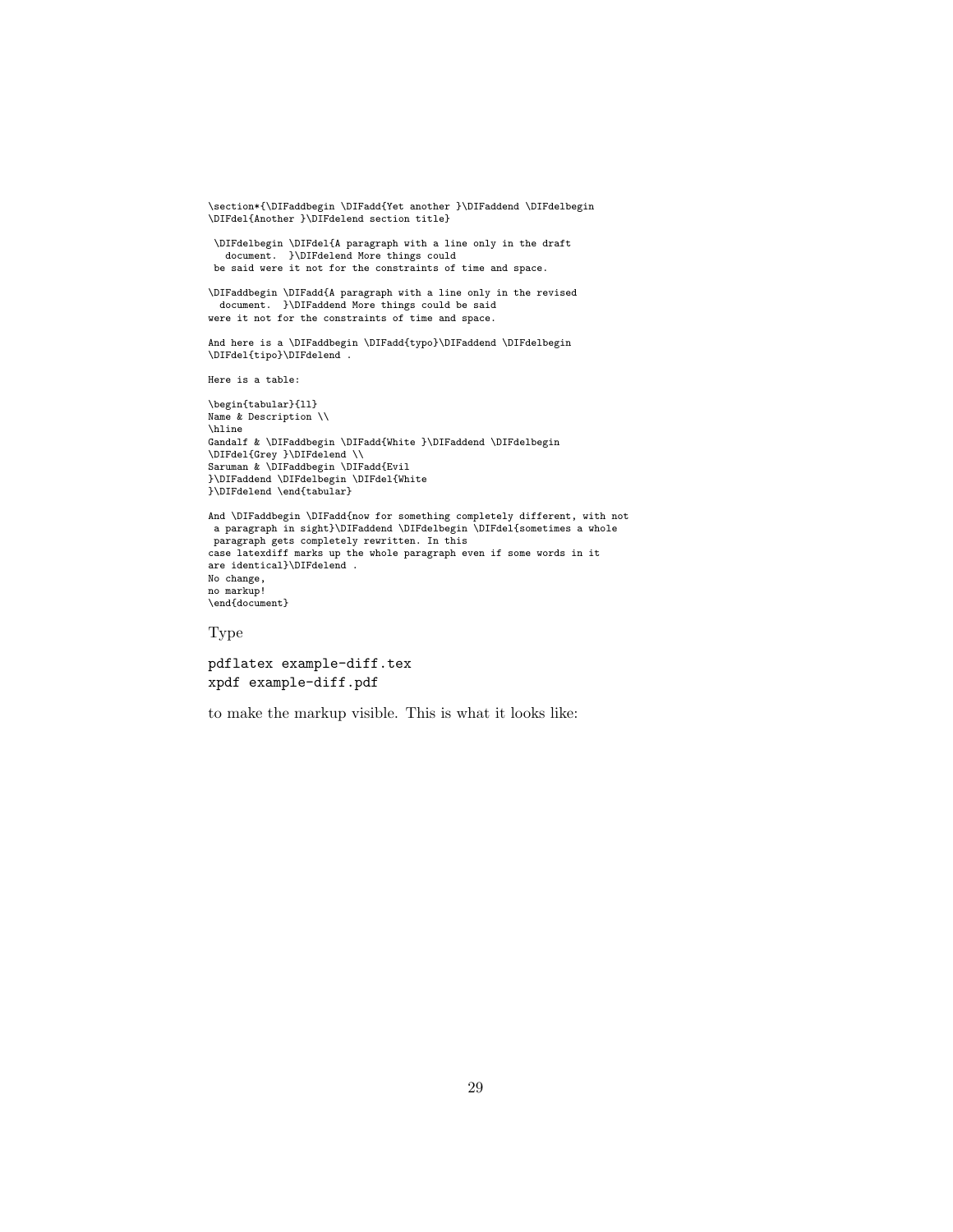```
\section*{\DIFaddbegin \DIFadd{Yet another }\DIFaddend \DIFdelbegin
\DIFdel{Another }\DIFdelend section title}

 \DIFdelbegin \DIFdel{A paragraph with a line only in the draft
   document.  }\DIFdelend More things could
 be said were it not for the constraints of time and space.

\DIFaddbegin \DIFadd{A paragraph with a line only in the revised
  document.  }\DIFaddend More things could be said
were it not for the constraints of time and space.

And here is a \DIFaddbegin \DIFadd{typo}\DIFaddend \DIFdelbegin
\DIFdel{tipo}\DIFdelend .

Here is a table:

\begin{tabular}{ll}
Name & Description \\
\hline
Gandalf & \DIFaddbegin \DIFadd{White }\DIFaddend \DIFdelbegin
\DIFdel{Grey }\DIFdelend \\
Saruman & \DIFaddbegin \DIFadd{Evil
}\DIFaddend \DIFdelbegin \DIFdel{White
}\DIFdelend \end{tabular}

And \DIFaddbegin \DIFadd{now for something completely different, with not
 a paragraph in sight}\DIFaddend \DIFdelbegin \DIFdel{sometimes a whole
 paragraph gets completely rewritten. In this
case latexdiff marks up the whole paragraph even if some words in it
are identical}\DIFdelend .
No change,
no markup!
\end{document}
```

Type

```
pdflatex example-diff.tex
xpdf example-diff.pdf
```

to make the markup visible. This is what it looks like: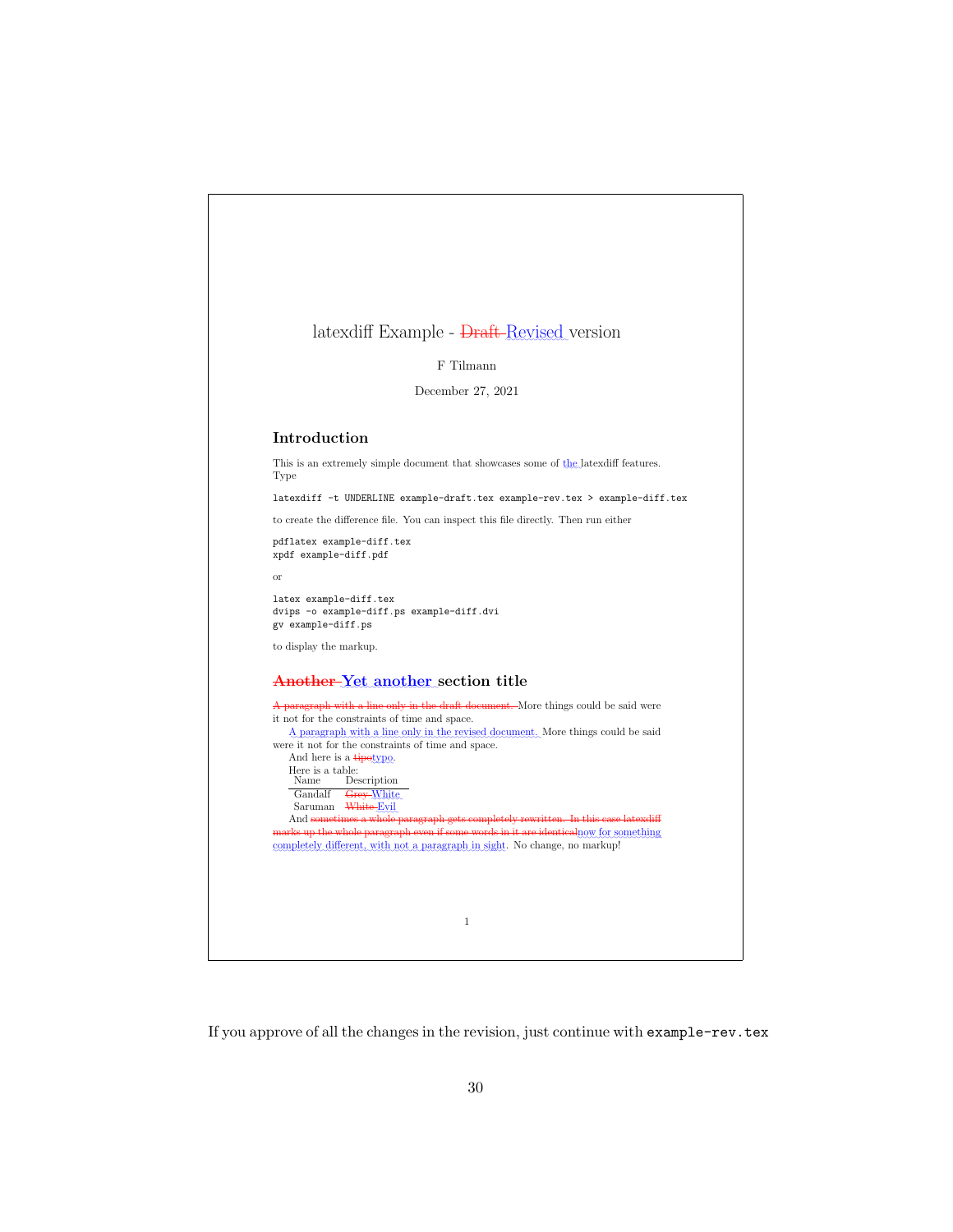latexdiff Example - ~~Draft~~ Revised version

F Tilmann

December 27, 2021

### Introduction

This is an extremely simple document that showcases some of the latexdiff features. Type

```
latexdiff -t UNDERLINE example-draft.tex example-rev.tex > example-diff.tex
```

to create the difference file. You can inspect this file directly. Then run either

```
pdflatex example-diff.tex
xpdf example-diff.pdf
```

or

```
latex example-diff.tex
dvips -o example-diff.ps example-diff.dvi
gv example-diff.ps
```

to display the markup.

### ~~Another~~ Yet another section title

~~A paragraph with a line only in the draft document.~~ More things could be said were it not for the constraints of time and space.

A paragraph with a line only in the revised document. More things could be said were it not for the constraints of time and space.

And here is a ~~tipo~~typo.

Here is a table:

| Name | Description |
|---|---|
| Gandalf | ~~Grey~~ White |
| Saruman | ~~White~~ Evil |

And ~~sometimes a whole paragraph gets completely rewritten. In this case latexdiff marks up the whole paragraph even if some words in it are identical~~now for something completely different, with not a paragraph in sight. No change, no markup!

1

If you approve of all the changes in the revision, just continue with `example-rev.tex`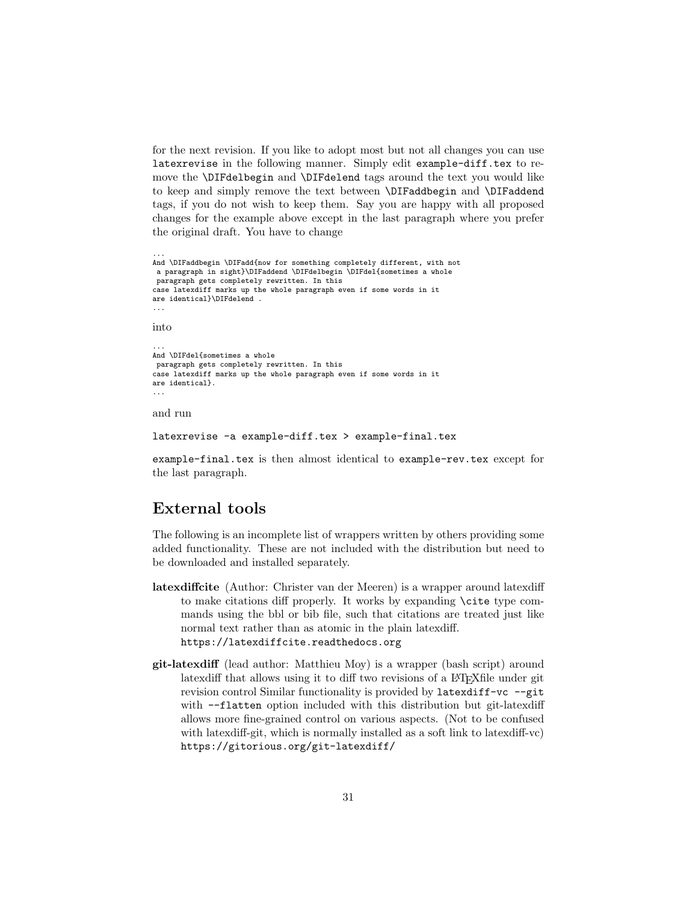for the next revision. If you like to adopt most but not all changes you can use `latexrevise` in the following manner. Simply edit `example-diff.tex` to remove the `\DIFdelbegin` and `\DIFdelend` tags around the text you would like to keep and simply remove the text between `\DIFaddbegin` and `\DIFaddend` tags, if you do not wish to keep them. Say you are happy with all proposed changes for the example above except in the last paragraph where you prefer the original draft. You have to change

```
...
And \DIFaddbegin \DIFadd{now for something completely different, with not
 a paragraph in sight}\DIFaddend \DIFdelbegin \DIFdel{sometimes a whole
 paragraph gets completely rewritten. In this
case latexdiff marks up the whole paragraph even if some words in it
are identical}\DIFdelend .
...
```

into

```
...
And \DIFdel{sometimes a whole
 paragraph gets completely rewritten. In this
case latexdiff marks up the whole paragraph even if some words in it
are identical}.
...
```

and run

```
latexrevise -a example-diff.tex > example-final.tex
```

`example-final.tex` is then almost identical to `example-rev.tex` except for the last paragraph.

## External tools

The following is an incomplete list of wrappers written by others providing some added functionality. These are not included with the distribution but need to be downloaded and installed separately.

**latexdiffcite** (Author: Christer van der Meeren) is a wrapper around latexdiff to make citations diff properly. It works by expanding `\cite` type commands using the bbl or bib file, such that citations are treated just like normal text rather than as atomic in the plain latexdiff.
`https://latexdiffcite.readthedocs.org`

**git-latexdiff** (lead author: Matthieu Moy) is a wrapper (bash script) around latexdiff that allows using it to diff two revisions of a LaTeXfile under git revision control Similar functionality is provided by `latexdiff-vc --git` with `--flatten` option included with this distribution but git-latexdiff allows more fine-grained control on various aspects. (Not to be confused with latexdiff-git, which is normally installed as a soft link to latexdiff-vc)
`https://gitorious.org/git-latexdiff/`